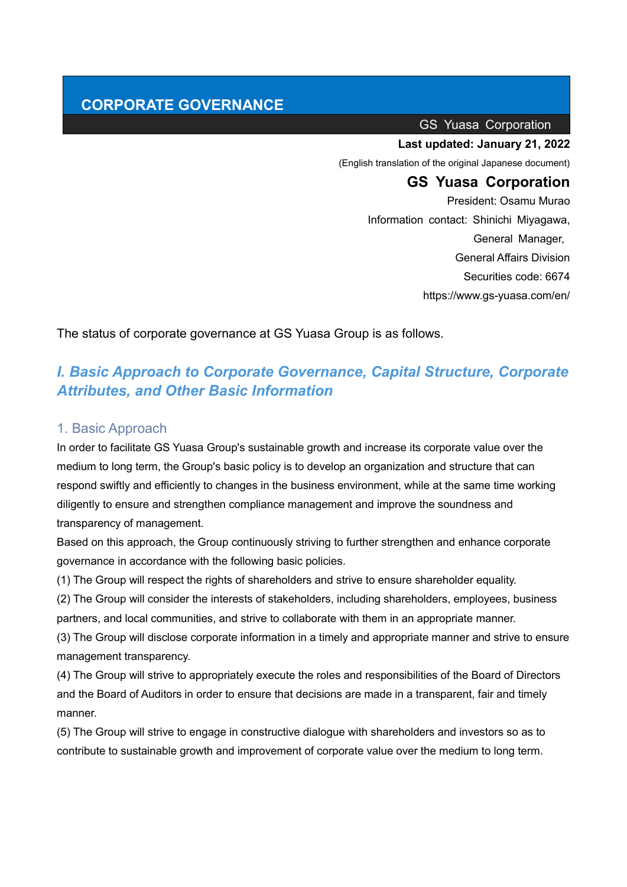# CORPORATE GOVERNANCE

GS Yuasa Corporation

**Last updated: January 21, 2022**

(English translation of the original Japanese document)

**GS Yuasa Corporation**

President: Osamu Murao

Information contact: Shinichi Miyagawa, General Manager, General Affairs Division

Securities code: 6674

https://www.gs-yuasa.com/en/

The status of corporate governance at GS Yuasa Group is as follows.

## *I. Basic Approach to Corporate Governance, Capital Structure, Corporate Attributes, and Other Basic Information*

### 1. Basic Approach

In order to facilitate GS Yuasa Group's sustainable growth and increase its corporate value over the medium to long term, the Group's basic policy is to develop an organization and structure that can respond swiftly and efficiently to changes in the business environment, while at the same time working diligently to ensure and strengthen compliance management and improve the soundness and transparency of management.

Based on this approach, the Group continuously striving to further strengthen and enhance corporate governance in accordance with the following basic policies.

(1) The Group will respect the rights of shareholders and strive to ensure shareholder equality.

(2) The Group will consider the interests of stakeholders, including shareholders, employees, business partners, and local communities, and strive to collaborate with them in an appropriate manner.

(3) The Group will disclose corporate information in a timely and appropriate manner and strive to ensure management transparency.

(4) The Group will strive to appropriately execute the roles and responsibilities of the Board of Directors and the Board of Auditors in order to ensure that decisions are made in a transparent, fair and timely manner.

(5) The Group will strive to engage in constructive dialogue with shareholders and investors so as to contribute to sustainable growth and improvement of corporate value over the medium to long term.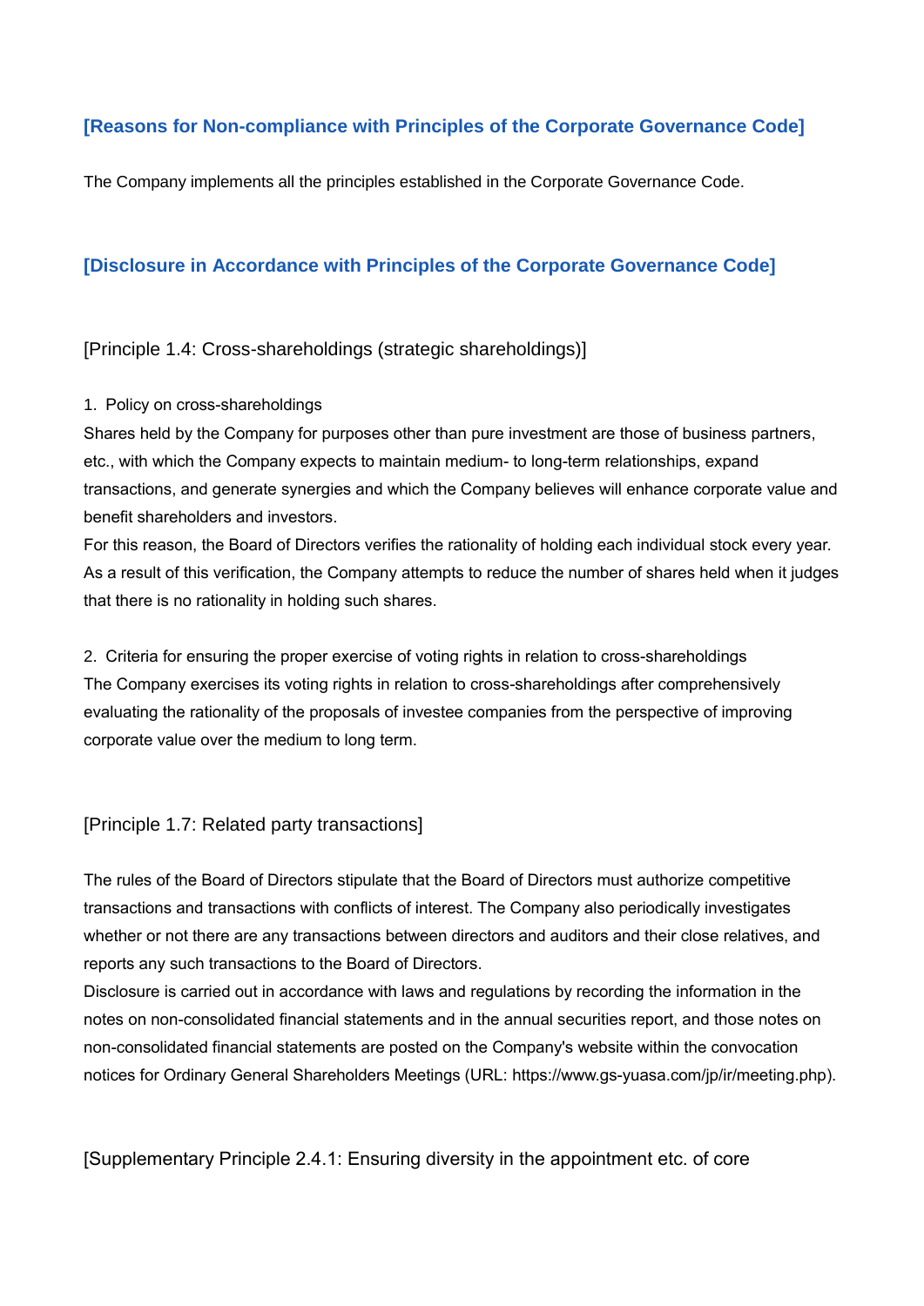## [Reasons for Non-compliance with Principles of the Corporate Governance Code]

The Company implements all the principles established in the Corporate Governance Code.

## [Disclosure in Accordance with Principles of the Corporate Governance Code]

### [Principle 1.4: Cross-shareholdings (strategic shareholdings)]

1. Policy on cross-shareholdings

Shares held by the Company for purposes other than pure investment are those of business partners, etc., with which the Company expects to maintain medium- to long-term relationships, expand transactions, and generate synergies and which the Company believes will enhance corporate value and benefit shareholders and investors.

For this reason, the Board of Directors verifies the rationality of holding each individual stock every year. As a result of this verification, the Company attempts to reduce the number of shares held when it judges that there is no rationality in holding such shares.

2. Criteria for ensuring the proper exercise of voting rights in relation to cross-shareholdings

The Company exercises its voting rights in relation to cross-shareholdings after comprehensively evaluating the rationality of the proposals of investee companies from the perspective of improving corporate value over the medium to long term.

### [Principle 1.7: Related party transactions]

The rules of the Board of Directors stipulate that the Board of Directors must authorize competitive transactions and transactions with conflicts of interest. The Company also periodically investigates whether or not there are any transactions between directors and auditors and their close relatives, and reports any such transactions to the Board of Directors.

Disclosure is carried out in accordance with laws and regulations by recording the information in the notes on non-consolidated financial statements and in the annual securities report, and those notes on non-consolidated financial statements are posted on the Company's website within the convocation notices for Ordinary General Shareholders Meetings (URL: https://www.gs-yuasa.com/jp/ir/meeting.php).

### [Supplementary Principle 2.4.1: Ensuring diversity in the appointment etc. of core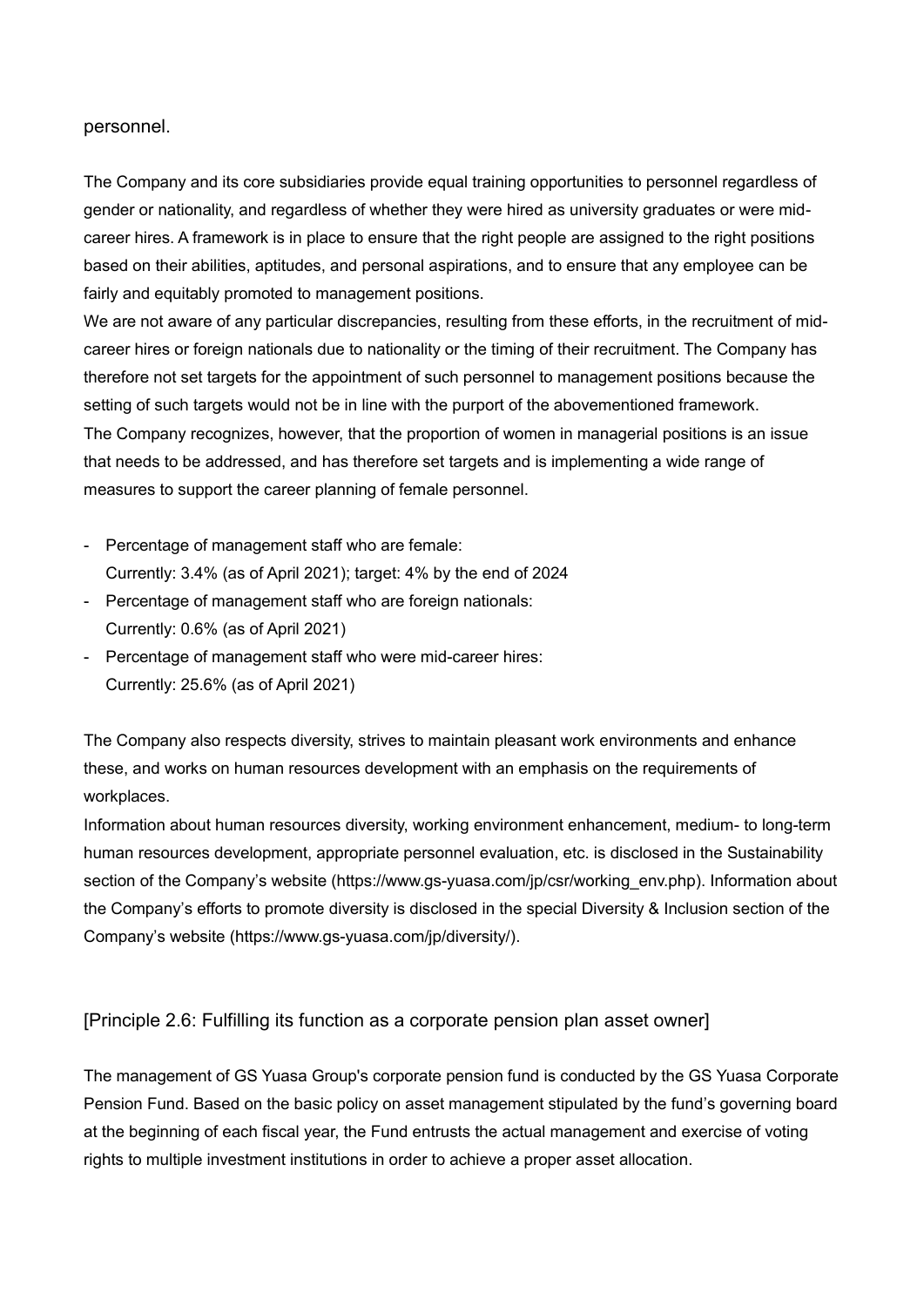personnel.

The Company and its core subsidiaries provide equal training opportunities to personnel regardless of gender or nationality, and regardless of whether they were hired as university graduates or were mid-career hires. A framework is in place to ensure that the right people are assigned to the right positions based on their abilities, aptitudes, and personal aspirations, and to ensure that any employee can be fairly and equitably promoted to management positions.
We are not aware of any particular discrepancies, resulting from these efforts, in the recruitment of mid-career hires or foreign nationals due to nationality or the timing of their recruitment. The Company has therefore not set targets for the appointment of such personnel to management positions because the setting of such targets would not be in line with the purport of the abovementioned framework.
The Company recognizes, however, that the proportion of women in managerial positions is an issue that needs to be addressed, and has therefore set targets and is implementing a wide range of measures to support the career planning of female personnel.

- Percentage of management staff who are female:
  Currently: 3.4% (as of April 2021); target: 4% by the end of 2024
- Percentage of management staff who are foreign nationals:
  Currently: 0.6% (as of April 2021)
- Percentage of management staff who were mid-career hires:
  Currently: 25.6% (as of April 2021)

The Company also respects diversity, strives to maintain pleasant work environments and enhance these, and works on human resources development with an emphasis on the requirements of workplaces.
Information about human resources diversity, working environment enhancement, medium- to long-term human resources development, appropriate personnel evaluation, etc. is disclosed in the Sustainability section of the Company's website (https://www.gs-yuasa.com/jp/csr/working_env.php). Information about the Company's efforts to promote diversity is disclosed in the special Diversity & Inclusion section of the Company's website (https://www.gs-yuasa.com/jp/diversity/).

## [Principle 2.6: Fulfilling its function as a corporate pension plan asset owner]

The management of GS Yuasa Group's corporate pension fund is conducted by the GS Yuasa Corporate Pension Fund. Based on the basic policy on asset management stipulated by the fund's governing board at the beginning of each fiscal year, the Fund entrusts the actual management and exercise of voting rights to multiple investment institutions in order to achieve a proper asset allocation.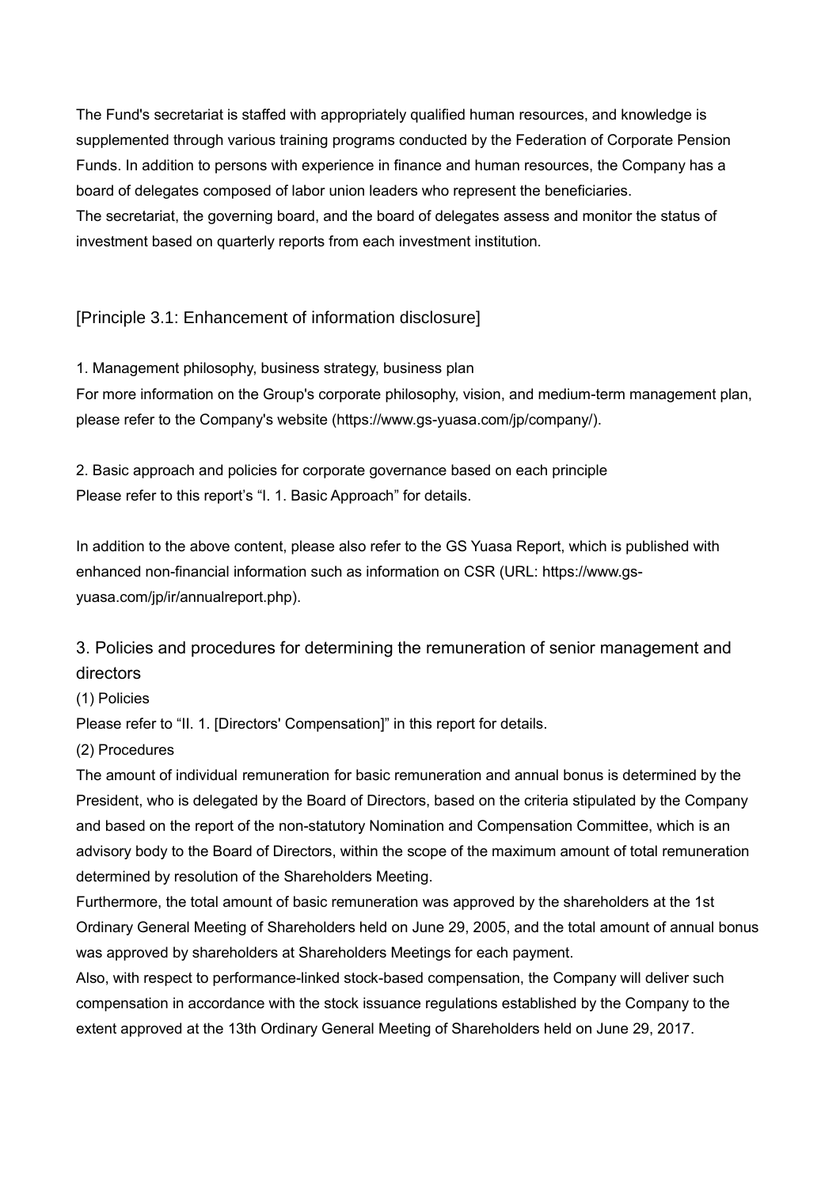The Fund's secretariat is staffed with appropriately qualified human resources, and knowledge is supplemented through various training programs conducted by the Federation of Corporate Pension Funds. In addition to persons with experience in finance and human resources, the Company has a board of delegates composed of labor union leaders who represent the beneficiaries.
The secretariat, the governing board, and the board of delegates assess and monitor the status of investment based on quarterly reports from each investment institution.

[Principle 3.1: Enhancement of information disclosure]

1. Management philosophy, business strategy, business plan
For more information on the Group's corporate philosophy, vision, and medium-term management plan, please refer to the Company's website (https://www.gs-yuasa.com/jp/company/).

2. Basic approach and policies for corporate governance based on each principle
Please refer to this report's "I. 1. Basic Approach" for details.

In addition to the above content, please also refer to the GS Yuasa Report, which is published with enhanced non-financial information such as information on CSR (URL: https://www.gs-yuasa.com/jp/ir/annualreport.php).

3. Policies and procedures for determining the remuneration of senior management and directors
(1) Policies
Please refer to "II. 1. [Directors' Compensation]" in this report for details.
(2) Procedures
The amount of individual remuneration for basic remuneration and annual bonus is determined by the President, who is delegated by the Board of Directors, based on the criteria stipulated by the Company and based on the report of the non-statutory Nomination and Compensation Committee, which is an advisory body to the Board of Directors, within the scope of the maximum amount of total remuneration determined by resolution of the Shareholders Meeting.
Furthermore, the total amount of basic remuneration was approved by the shareholders at the 1st Ordinary General Meeting of Shareholders held on June 29, 2005, and the total amount of annual bonus was approved by shareholders at Shareholders Meetings for each payment.
Also, with respect to performance-linked stock-based compensation, the Company will deliver such compensation in accordance with the stock issuance regulations established by the Company to the extent approved at the 13th Ordinary General Meeting of Shareholders held on June 29, 2017.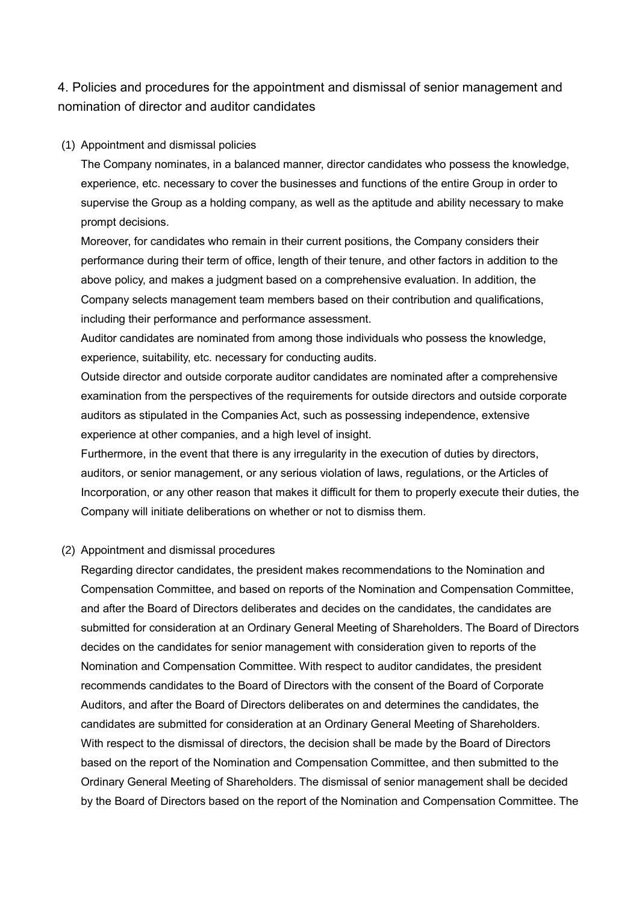## 4. Policies and procedures for the appointment and dismissal of senior management and nomination of director and auditor candidates

(1) Appointment and dismissal policies

The Company nominates, in a balanced manner, director candidates who possess the knowledge, experience, etc. necessary to cover the businesses and functions of the entire Group in order to supervise the Group as a holding company, as well as the aptitude and ability necessary to make prompt decisions.

Moreover, for candidates who remain in their current positions, the Company considers their performance during their term of office, length of their tenure, and other factors in addition to the above policy, and makes a judgment based on a comprehensive evaluation. In addition, the Company selects management team members based on their contribution and qualifications, including their performance and performance assessment.

Auditor candidates are nominated from among those individuals who possess the knowledge, experience, suitability, etc. necessary for conducting audits.

Outside director and outside corporate auditor candidates are nominated after a comprehensive examination from the perspectives of the requirements for outside directors and outside corporate auditors as stipulated in the Companies Act, such as possessing independence, extensive experience at other companies, and a high level of insight.

Furthermore, in the event that there is any irregularity in the execution of duties by directors, auditors, or senior management, or any serious violation of laws, regulations, or the Articles of Incorporation, or any other reason that makes it difficult for them to properly execute their duties, the Company will initiate deliberations on whether or not to dismiss them.

(2) Appointment and dismissal procedures

Regarding director candidates, the president makes recommendations to the Nomination and Compensation Committee, and based on reports of the Nomination and Compensation Committee, and after the Board of Directors deliberates and decides on the candidates, the candidates are submitted for consideration at an Ordinary General Meeting of Shareholders. The Board of Directors decides on the candidates for senior management with consideration given to reports of the Nomination and Compensation Committee. With respect to auditor candidates, the president recommends candidates to the Board of Directors with the consent of the Board of Corporate Auditors, and after the Board of Directors deliberates on and determines the candidates, the candidates are submitted for consideration at an Ordinary General Meeting of Shareholders.

With respect to the dismissal of directors, the decision shall be made by the Board of Directors based on the report of the Nomination and Compensation Committee, and then submitted to the Ordinary General Meeting of Shareholders. The dismissal of senior management shall be decided by the Board of Directors based on the report of the Nomination and Compensation Committee. The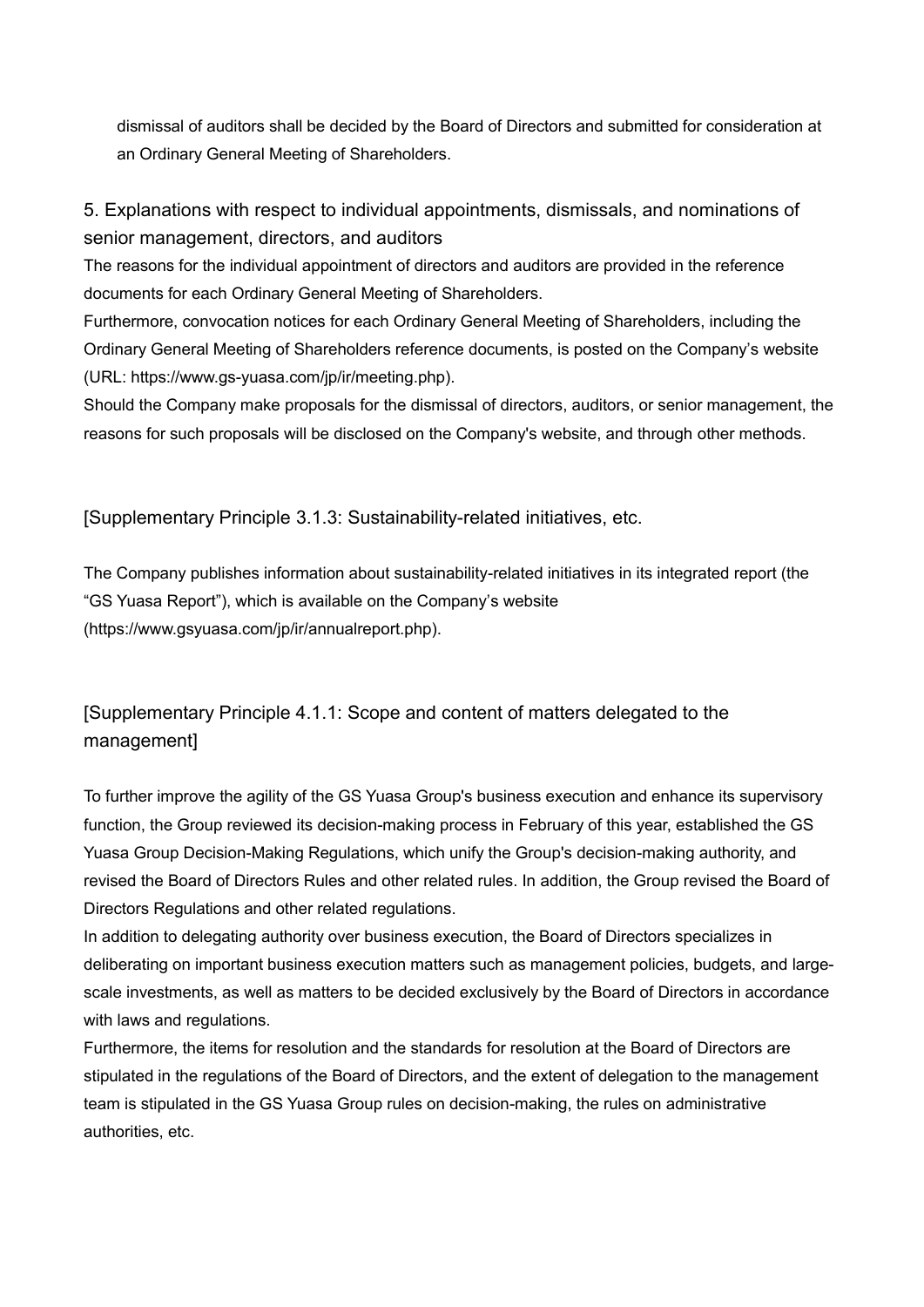dismissal of auditors shall be decided by the Board of Directors and submitted for consideration at an Ordinary General Meeting of Shareholders.

### 5. Explanations with respect to individual appointments, dismissals, and nominations of senior management, directors, and auditors

The reasons for the individual appointment of directors and auditors are provided in the reference documents for each Ordinary General Meeting of Shareholders.

Furthermore, convocation notices for each Ordinary General Meeting of Shareholders, including the Ordinary General Meeting of Shareholders reference documents, is posted on the Company's website (URL: https://www.gs-yuasa.com/jp/ir/meeting.php).

Should the Company make proposals for the dismissal of directors, auditors, or senior management, the reasons for such proposals will be disclosed on the Company's website, and through other methods.

### [Supplementary Principle 3.1.3: Sustainability-related initiatives, etc.

The Company publishes information about sustainability-related initiatives in its integrated report (the "GS Yuasa Report"), which is available on the Company's website (https://www.gsyuasa.com/jp/ir/annualreport.php).

### [Supplementary Principle 4.1.1: Scope and content of matters delegated to the management]

To further improve the agility of the GS Yuasa Group's business execution and enhance its supervisory function, the Group reviewed its decision-making process in February of this year, established the GS Yuasa Group Decision-Making Regulations, which unify the Group's decision-making authority, and revised the Board of Directors Rules and other related rules. In addition, the Group revised the Board of Directors Regulations and other related regulations.

In addition to delegating authority over business execution, the Board of Directors specializes in deliberating on important business execution matters such as management policies, budgets, and large-scale investments, as well as matters to be decided exclusively by the Board of Directors in accordance with laws and regulations.

Furthermore, the items for resolution and the standards for resolution at the Board of Directors are stipulated in the regulations of the Board of Directors, and the extent of delegation to the management team is stipulated in the GS Yuasa Group rules on decision-making, the rules on administrative authorities, etc.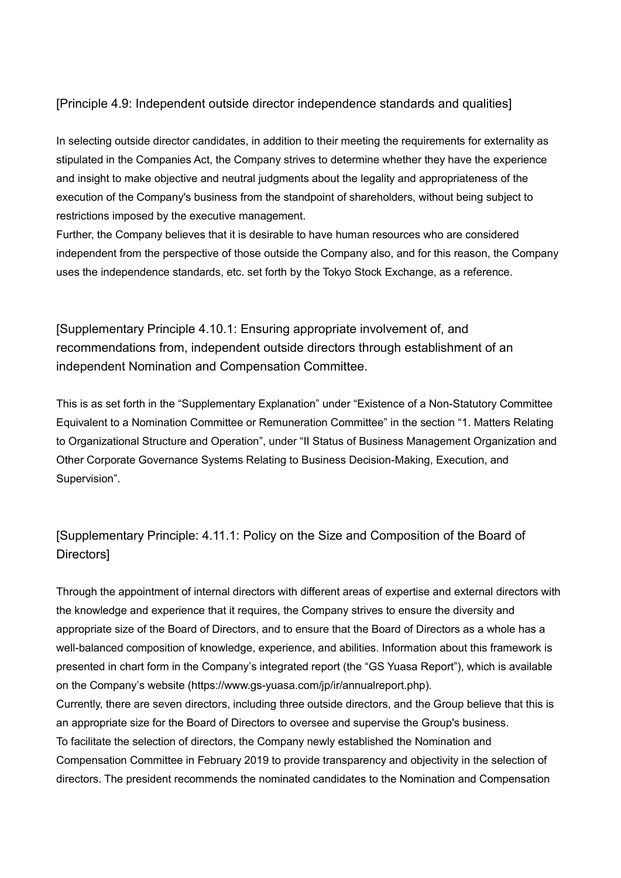### [Principle 4.9: Independent outside director independence standards and qualities]

In selecting outside director candidates, in addition to their meeting the requirements for externality as stipulated in the Companies Act, the Company strives to determine whether they have the experience and insight to make objective and neutral judgments about the legality and appropriateness of the execution of the Company's business from the standpoint of shareholders, without being subject to restrictions imposed by the executive management.
Further, the Company believes that it is desirable to have human resources who are considered independent from the perspective of those outside the Company also, and for this reason, the Company uses the independence standards, etc. set forth by the Tokyo Stock Exchange, as a reference.

### [Supplementary Principle 4.10.1: Ensuring appropriate involvement of, and recommendations from, independent outside directors through establishment of an independent Nomination and Compensation Committee.

This is as set forth in the "Supplementary Explanation" under "Existence of a Non-Statutory Committee Equivalent to a Nomination Committee or Remuneration Committee" in the section "1. Matters Relating to Organizational Structure and Operation", under "II Status of Business Management Organization and Other Corporate Governance Systems Relating to Business Decision-Making, Execution, and Supervision".

### [Supplementary Principle: 4.11.1: Policy on the Size and Composition of the Board of Directors]

Through the appointment of internal directors with different areas of expertise and external directors with the knowledge and experience that it requires, the Company strives to ensure the diversity and appropriate size of the Board of Directors, and to ensure that the Board of Directors as a whole has a well-balanced composition of knowledge, experience, and abilities. Information about this framework is presented in chart form in the Company's integrated report (the "GS Yuasa Report"), which is available on the Company's website (https://www.gs-yuasa.com/jp/ir/annualreport.php).
Currently, there are seven directors, including three outside directors, and the Group believe that this is an appropriate size for the Board of Directors to oversee and supervise the Group's business.
To facilitate the selection of directors, the Company newly established the Nomination and Compensation Committee in February 2019 to provide transparency and objectivity in the selection of directors. The president recommends the nominated candidates to the Nomination and Compensation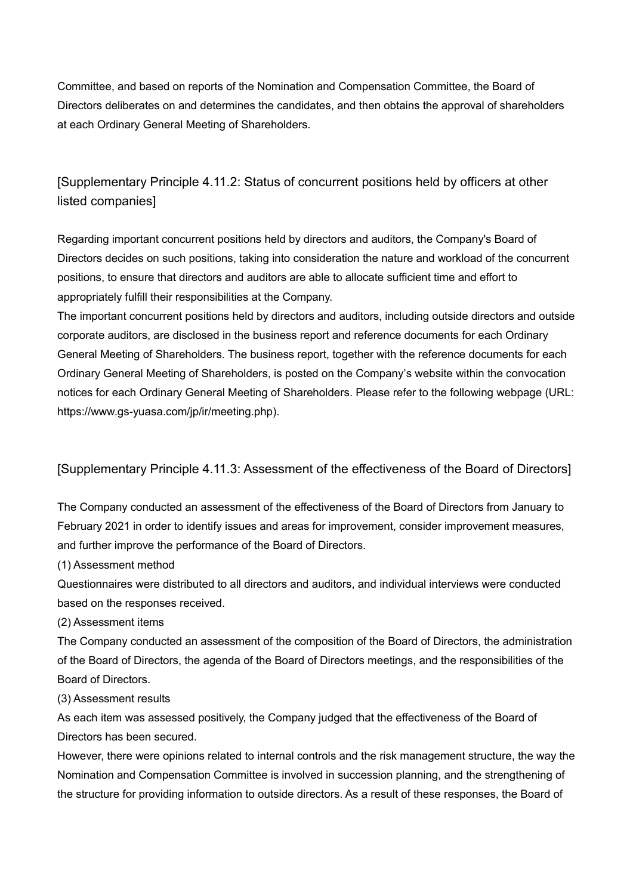Committee, and based on reports of the Nomination and Compensation Committee, the Board of Directors deliberates on and determines the candidates, and then obtains the approval of shareholders at each Ordinary General Meeting of Shareholders.

## [Supplementary Principle 4.11.2: Status of concurrent positions held by officers at other listed companies]

Regarding important concurrent positions held by directors and auditors, the Company's Board of Directors decides on such positions, taking into consideration the nature and workload of the concurrent positions, to ensure that directors and auditors are able to allocate sufficient time and effort to appropriately fulfill their responsibilities at the Company.

The important concurrent positions held by directors and auditors, including outside directors and outside corporate auditors, are disclosed in the business report and reference documents for each Ordinary General Meeting of Shareholders. The business report, together with the reference documents for each Ordinary General Meeting of Shareholders, is posted on the Company's website within the convocation notices for each Ordinary General Meeting of Shareholders. Please refer to the following webpage (URL: https://www.gs-yuasa.com/jp/ir/meeting.php).

## [Supplementary Principle 4.11.3: Assessment of the effectiveness of the Board of Directors]

The Company conducted an assessment of the effectiveness of the Board of Directors from January to February 2021 in order to identify issues and areas for improvement, consider improvement measures, and further improve the performance of the Board of Directors.

(1) Assessment method

Questionnaires were distributed to all directors and auditors, and individual interviews were conducted based on the responses received.

(2) Assessment items

The Company conducted an assessment of the composition of the Board of Directors, the administration of the Board of Directors, the agenda of the Board of Directors meetings, and the responsibilities of the Board of Directors.

(3) Assessment results

As each item was assessed positively, the Company judged that the effectiveness of the Board of Directors has been secured.

However, there were opinions related to internal controls and the risk management structure, the way the Nomination and Compensation Committee is involved in succession planning, and the strengthening of the structure for providing information to outside directors. As a result of these responses, the Board of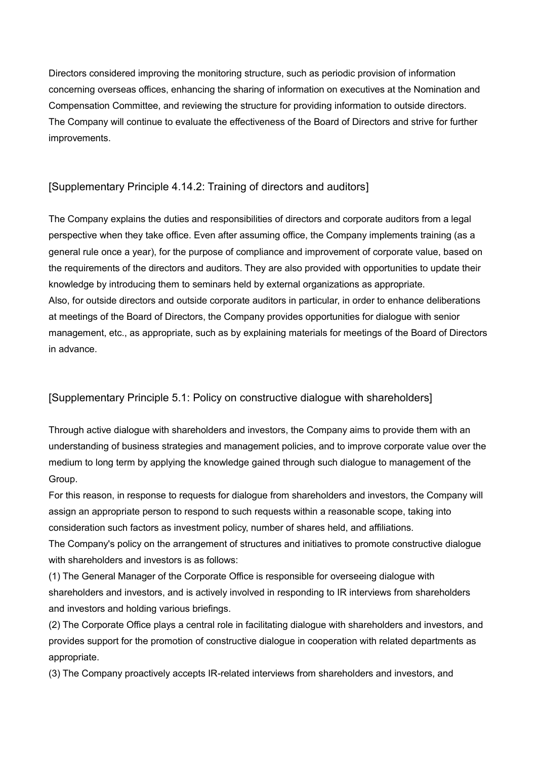Directors considered improving the monitoring structure, such as periodic provision of information concerning overseas offices, enhancing the sharing of information on executives at the Nomination and Compensation Committee, and reviewing the structure for providing information to outside directors. The Company will continue to evaluate the effectiveness of the Board of Directors and strive for further improvements.

### [Supplementary Principle 4.14.2: Training of directors and auditors]

The Company explains the duties and responsibilities of directors and corporate auditors from a legal perspective when they take office. Even after assuming office, the Company implements training (as a general rule once a year), for the purpose of compliance and improvement of corporate value, based on the requirements of the directors and auditors. They are also provided with opportunities to update their knowledge by introducing them to seminars held by external organizations as appropriate.
Also, for outside directors and outside corporate auditors in particular, in order to enhance deliberations at meetings of the Board of Directors, the Company provides opportunities for dialogue with senior management, etc., as appropriate, such as by explaining materials for meetings of the Board of Directors in advance.

### [Supplementary Principle 5.1: Policy on constructive dialogue with shareholders]

Through active dialogue with shareholders and investors, the Company aims to provide them with an understanding of business strategies and management policies, and to improve corporate value over the medium to long term by applying the knowledge gained through such dialogue to management of the Group.
For this reason, in response to requests for dialogue from shareholders and investors, the Company will assign an appropriate person to respond to such requests within a reasonable scope, taking into consideration such factors as investment policy, number of shares held, and affiliations.
The Company's policy on the arrangement of structures and initiatives to promote constructive dialogue with shareholders and investors is as follows:
(1) The General Manager of the Corporate Office is responsible for overseeing dialogue with shareholders and investors, and is actively involved in responding to IR interviews from shareholders and investors and holding various briefings.
(2) The Corporate Office plays a central role in facilitating dialogue with shareholders and investors, and provides support for the promotion of constructive dialogue in cooperation with related departments as appropriate.
(3) The Company proactively accepts IR-related interviews from shareholders and investors, and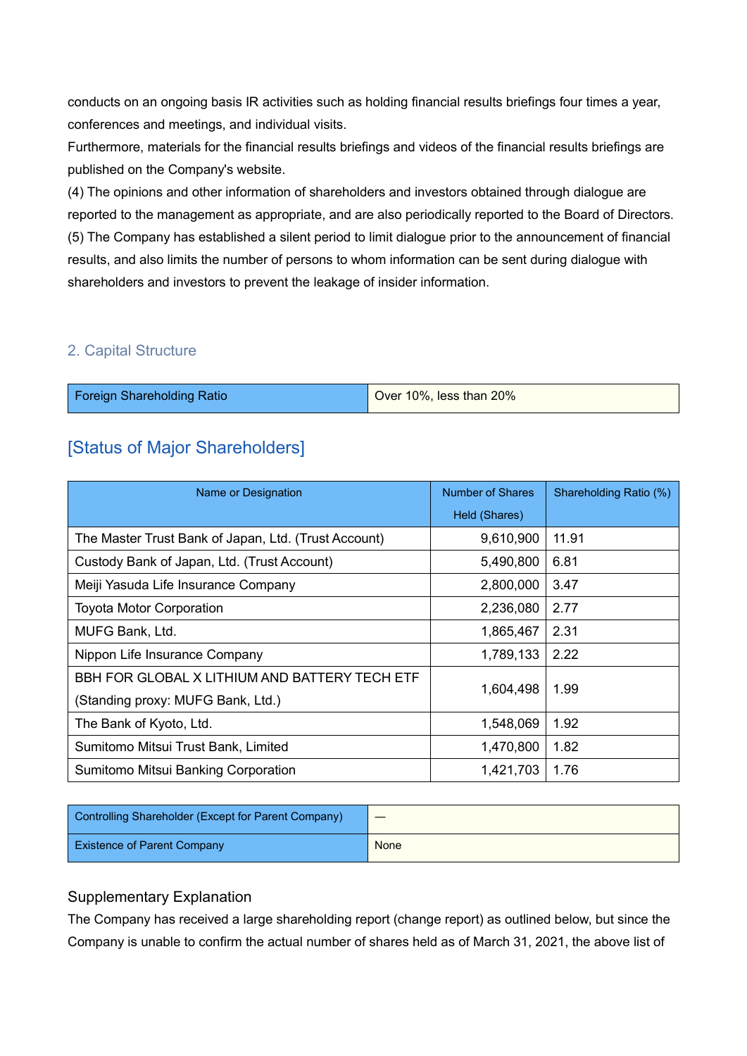conducts on an ongoing basis IR activities such as holding financial results briefings four times a year, conferences and meetings, and individual visits.
Furthermore, materials for the financial results briefings and videos of the financial results briefings are published on the Company's website.
(4) The opinions and other information of shareholders and investors obtained through dialogue are reported to the management as appropriate, and are also periodically reported to the Board of Directors.
(5) The Company has established a silent period to limit dialogue prior to the announcement of financial results, and also limits the number of persons to whom information can be sent during dialogue with shareholders and investors to prevent the leakage of insider information.

## 2. Capital Structure

| Foreign Shareholding Ratio | Over 10%, less than 20% |
|---|---|

## [Status of Major Shareholders]

| Name or Designation | Number of Shares Held (Shares) | Shareholding Ratio (%) |
|---|---|---|
| The Master Trust Bank of Japan, Ltd. (Trust Account) | 9,610,900 | 11.91 |
| Custody Bank of Japan, Ltd. (Trust Account) | 5,490,800 | 6.81 |
| Meiji Yasuda Life Insurance Company | 2,800,000 | 3.47 |
| Toyota Motor Corporation | 2,236,080 | 2.77 |
| MUFG Bank, Ltd. | 1,865,467 | 2.31 |
| Nippon Life Insurance Company | 1,789,133 | 2.22 |
| BBH FOR GLOBAL X LITHIUM AND BATTERY TECH ETF (Standing proxy: MUFG Bank, Ltd.) | 1,604,498 | 1.99 |
| The Bank of Kyoto, Ltd. | 1,548,069 | 1.92 |
| Sumitomo Mitsui Trust Bank, Limited | 1,470,800 | 1.82 |
| Sumitomo Mitsui Banking Corporation | 1,421,703 | 1.76 |

| Controlling Shareholder (Except for Parent Company) | — |
|---|---|
| Existence of Parent Company | None |

### Supplementary Explanation

The Company has received a large shareholding report (change report) as outlined below, but since the Company is unable to confirm the actual number of shares held as of March 31, 2021, the above list of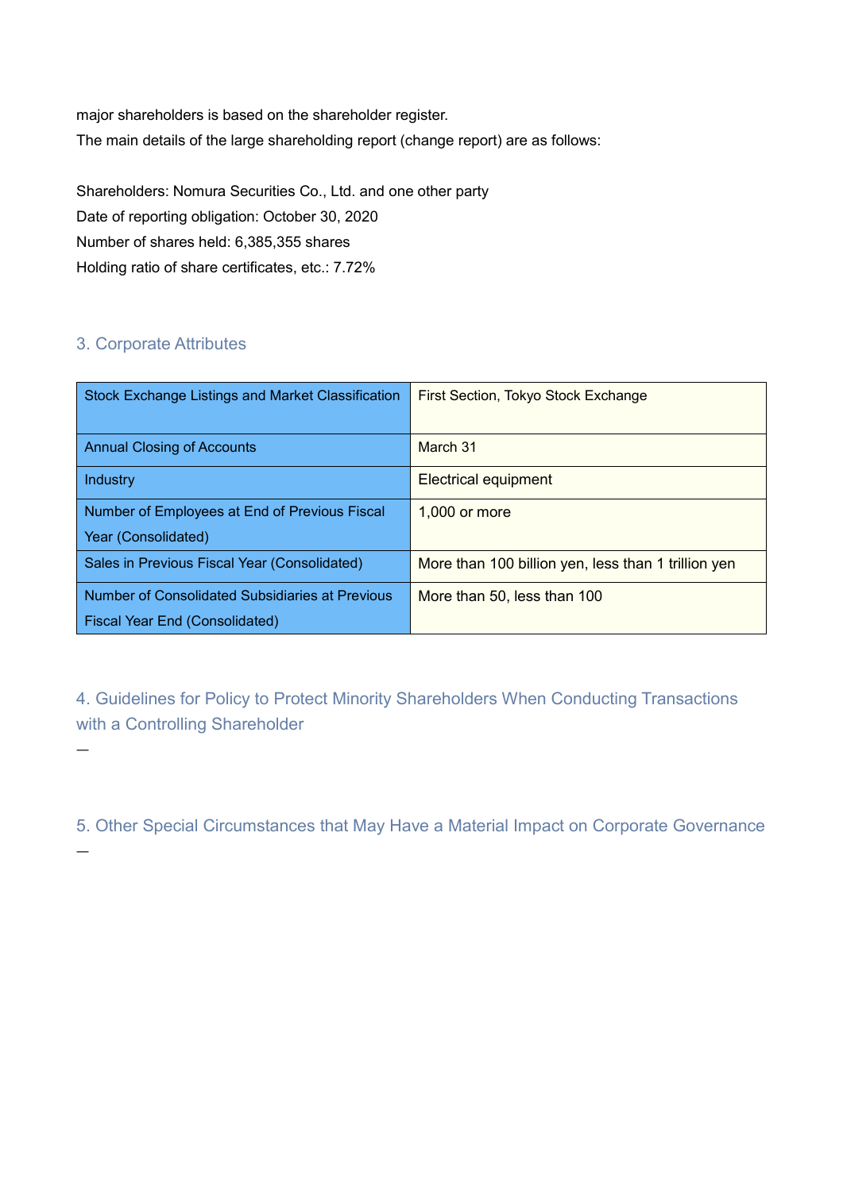major shareholders is based on the shareholder register.
The main details of the large shareholding report (change report) are as follows:

Shareholders: Nomura Securities Co., Ltd. and one other party
Date of reporting obligation: October 30, 2020
Number of shares held: 6,385,355 shares
Holding ratio of share certificates, etc.: 7.72%

## 3. Corporate Attributes

| | |
|---|---|
| Stock Exchange Listings and Market Classification | First Section, Tokyo Stock Exchange |
| Annual Closing of Accounts | March 31 |
| Industry | Electrical equipment |
| Number of Employees at End of Previous Fiscal Year (Consolidated) | 1,000 or more |
| Sales in Previous Fiscal Year (Consolidated) | More than 100 billion yen, less than 1 trillion yen |
| Number of Consolidated Subsidiaries at Previous Fiscal Year End (Consolidated) | More than 50, less than 100 |

## 4. Guidelines for Policy to Protect Minority Shareholders When Conducting Transactions with a Controlling Shareholder

—

## 5. Other Special Circumstances that May Have a Material Impact on Corporate Governance

—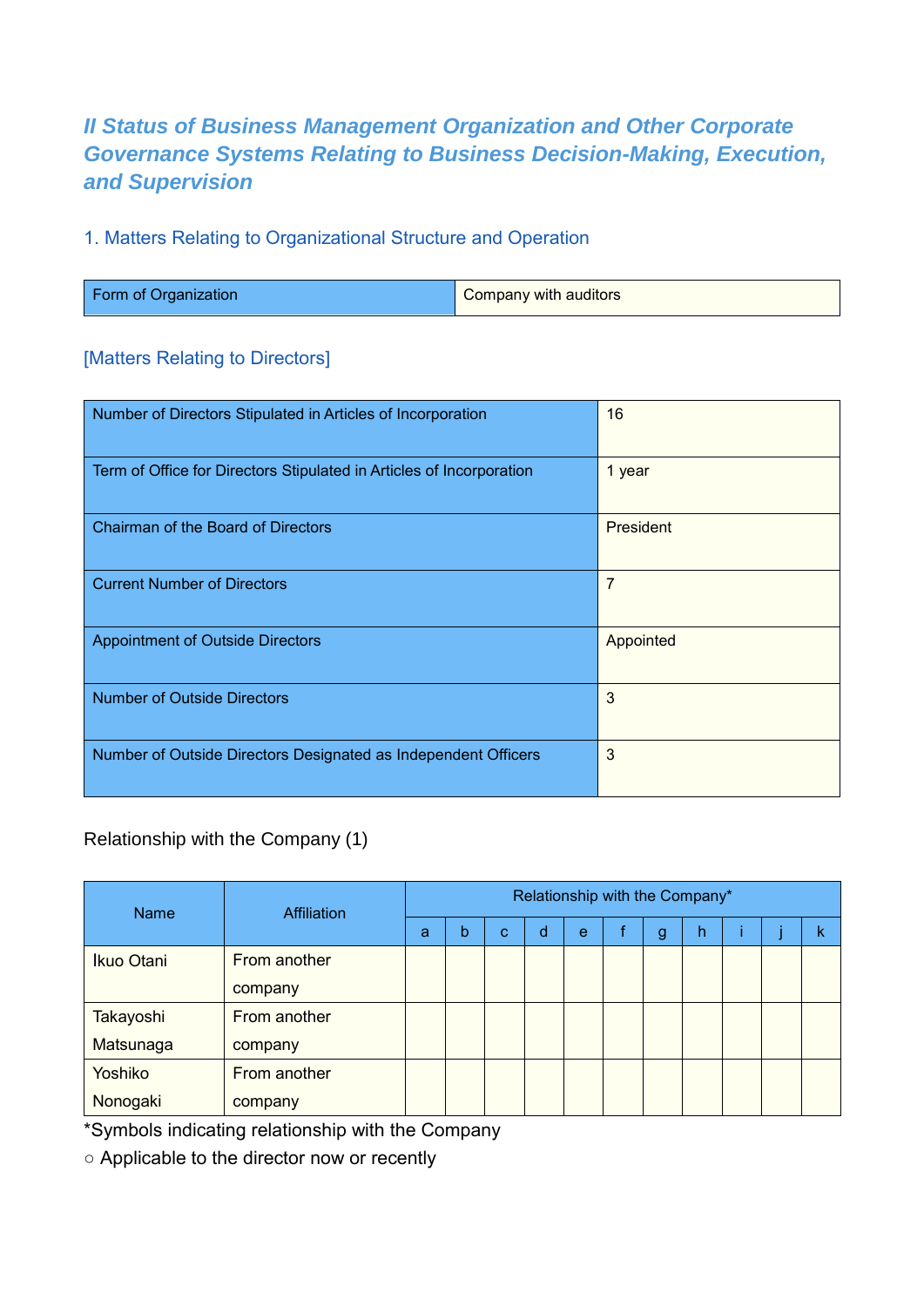## II Status of Business Management Organization and Other Corporate Governance Systems Relating to Business Decision-Making, Execution, and Supervision

### 1. Matters Relating to Organizational Structure and Operation

| Form of Organization | Company with auditors |
| --- | --- |

### [Matters Relating to Directors]

| Number of Directors Stipulated in Articles of Incorporation | 16 |
| --- | --- |
| Term of Office for Directors Stipulated in Articles of Incorporation | 1 year |
| Chairman of the Board of Directors | President |
| Current Number of Directors | 7 |
| Appointment of Outside Directors | Appointed |
| Number of Outside Directors | 3 |
| Number of Outside Directors Designated as Independent Officers | 3 |

Relationship with the Company (1)

| Name | Affiliation | Relationship with the Company* | | | | | | | | | | |
| --- | --- | --- | --- | --- | --- | --- | --- | --- | --- | --- | --- | --- |
| | | a | b | c | d | e | f | g | h | i | j | k |
| Ikuo Otani | From another company | | | | | | | | | | | |
| Takayoshi Matsunaga | From another company | | | | | | | | | | | |
| Yoshiko Nonogaki | From another company | | | | | | | | | | | |

*Symbols indicating relationship with the Company

○ Applicable to the director now or recently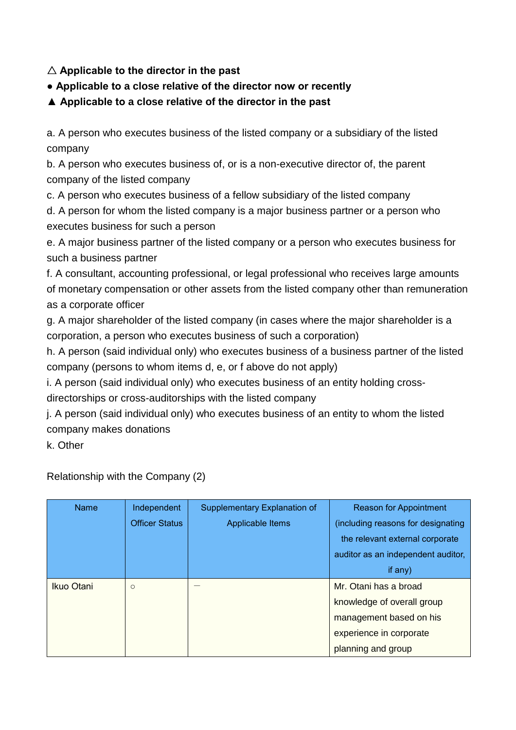**△ Applicable to the director in the past**
**● Applicable to a close relative of the director now or recently**
**▲ Applicable to a close relative of the director in the past**

a. A person who executes business of the listed company or a subsidiary of the listed company
b. A person who executes business of, or is a non-executive director of, the parent company of the listed company
c. A person who executes business of a fellow subsidiary of the listed company
d. A person for whom the listed company is a major business partner or a person who executes business for such a person
e. A major business partner of the listed company or a person who executes business for such a business partner
f. A consultant, accounting professional, or legal professional who receives large amounts of monetary compensation or other assets from the listed company other than remuneration as a corporate officer
g. A major shareholder of the listed company (in cases where the major shareholder is a corporation, a person who executes business of such a corporation)
h. A person (said individual only) who executes business of a business partner of the listed company (persons to whom items d, e, or f above do not apply)
i. A person (said individual only) who executes business of an entity holding cross-directorships or cross-auditorships with the listed company
j. A person (said individual only) who executes business of an entity to whom the listed company makes donations
k. Other

Relationship with the Company (2)

| Name | Independent Officer Status | Supplementary Explanation of Applicable Items | Reason for Appointment (including reasons for designating the relevant external corporate auditor as an independent auditor, if any) |
|---|---|---|---|
| Ikuo Otani | ○ | — | Mr. Otani has a broad knowledge of overall group management based on his experience in corporate planning and group |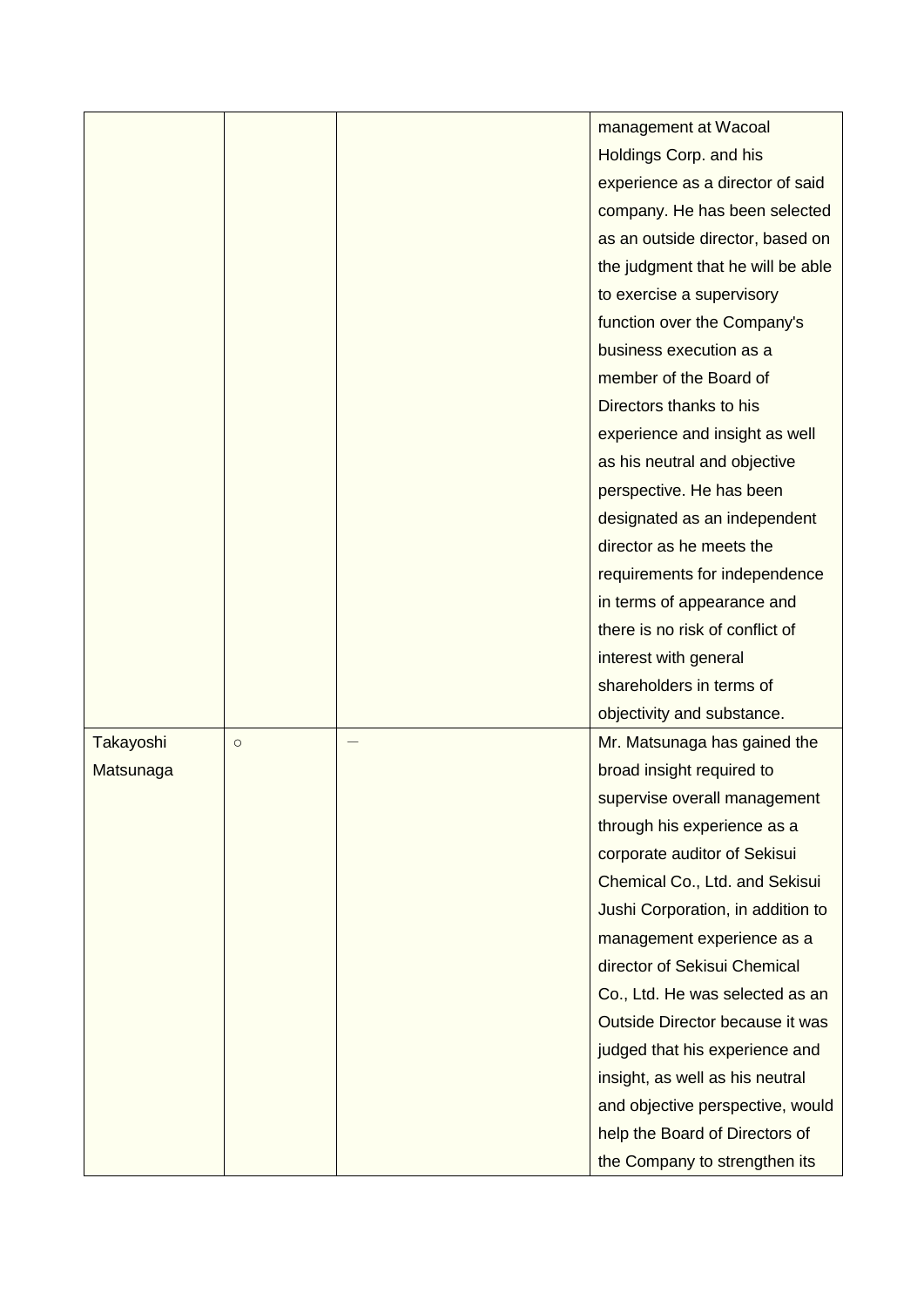|  |  |  |  |
|---|---|---|---|
|  |  |  | management at Wacoal Holdings Corp. and his experience as a director of said company. He has been selected as an outside director, based on the judgment that he will be able to exercise a supervisory function over the Company's business execution as a member of the Board of Directors thanks to his experience and insight as well as his neutral and objective perspective. He has been designated as an independent director as he meets the requirements for independence in terms of appearance and there is no risk of conflict of interest with general shareholders in terms of objectivity and substance. |
| Takayoshi Matsunaga | ○ | — | Mr. Matsunaga has gained the broad insight required to supervise overall management through his experience as a corporate auditor of Sekisui Chemical Co., Ltd. and Sekisui Jushi Corporation, in addition to management experience as a director of Sekisui Chemical Co., Ltd. He was selected as an Outside Director because it was judged that his experience and insight, as well as his neutral and objective perspective, would help the Board of Directors of the Company to strengthen its |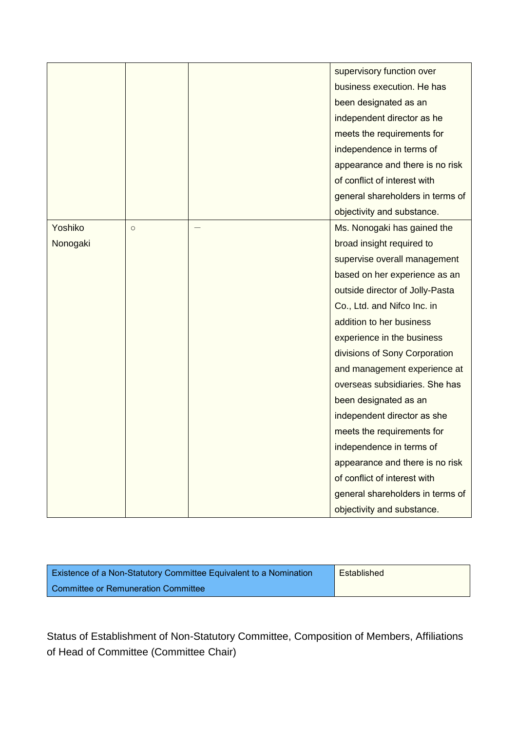| | | | |
|---|---|---|---|
| | | | supervisory function over business execution. He has been designated as an independent director as he meets the requirements for independence in terms of appearance and there is no risk of conflict of interest with general shareholders in terms of objectivity and substance. |
| Yoshiko Nonogaki | ○ | — | Ms. Nonogaki has gained the broad insight required to supervise overall management based on her experience as an outside director of Jolly-Pasta Co., Ltd. and Nifco Inc. in addition to her business experience in the business divisions of Sony Corporation and management experience at overseas subsidiaries. She has been designated as an independent director as she meets the requirements for independence in terms of appearance and there is no risk of conflict of interest with general shareholders in terms of objectivity and substance. |

| Existence of a Non-Statutory Committee Equivalent to a Nomination Committee or Remuneration Committee | Established |
|---|---|

Status of Establishment of Non-Statutory Committee, Composition of Members, Affiliations of Head of Committee (Committee Chair)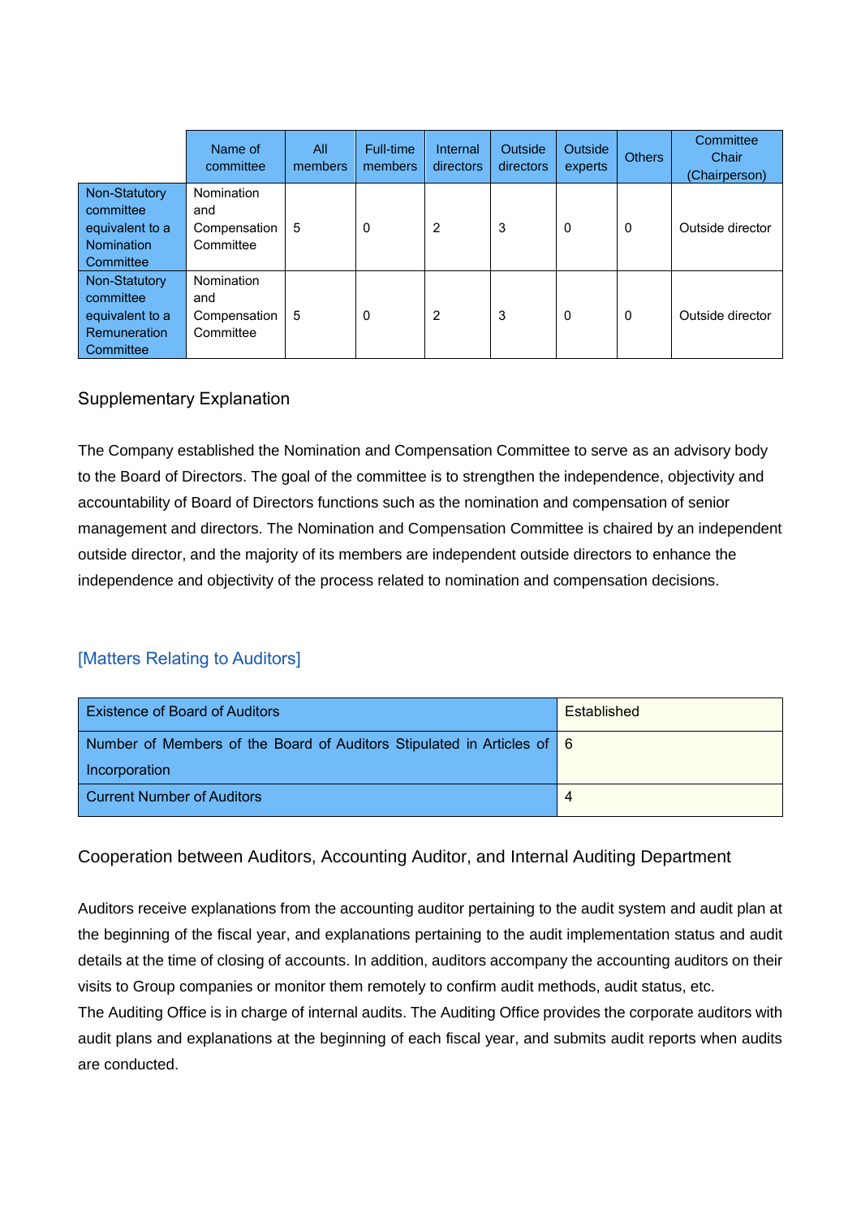| | Name of committee | All members | Full-time members | Internal directors | Outside directors | Outside experts | Others | Committee Chair (Chairperson) |
|---|---|---|---|---|---|---|---|---|
| Non-Statutory committee equivalent to a Nomination Committee | Nomination and Compensation Committee | 5 | 0 | 2 | 3 | 0 | 0 | Outside director |
| Non-Statutory committee equivalent to a Remuneration Committee | Nomination and Compensation Committee | 5 | 0 | 2 | 3 | 0 | 0 | Outside director |

Supplementary Explanation

The Company established the Nomination and Compensation Committee to serve as an advisory body to the Board of Directors. The goal of the committee is to strengthen the independence, objectivity and accountability of Board of Directors functions such as the nomination and compensation of senior management and directors. The Nomination and Compensation Committee is chaired by an independent outside director, and the majority of its members are independent outside directors to enhance the independence and objectivity of the process related to nomination and compensation decisions.

### [Matters Relating to Auditors]

| | |
|---|---|
| Existence of Board of Auditors | Established |
| Number of Members of the Board of Auditors Stipulated in Articles of Incorporation | 6 |
| Current Number of Auditors | 4 |

Cooperation between Auditors, Accounting Auditor, and Internal Auditing Department

Auditors receive explanations from the accounting auditor pertaining to the audit system and audit plan at the beginning of the fiscal year, and explanations pertaining to the audit implementation status and audit details at the time of closing of accounts. In addition, auditors accompany the accounting auditors on their visits to Group companies or monitor them remotely to confirm audit methods, audit status, etc.
The Auditing Office is in charge of internal audits. The Auditing Office provides the corporate auditors with audit plans and explanations at the beginning of each fiscal year, and submits audit reports when audits are conducted.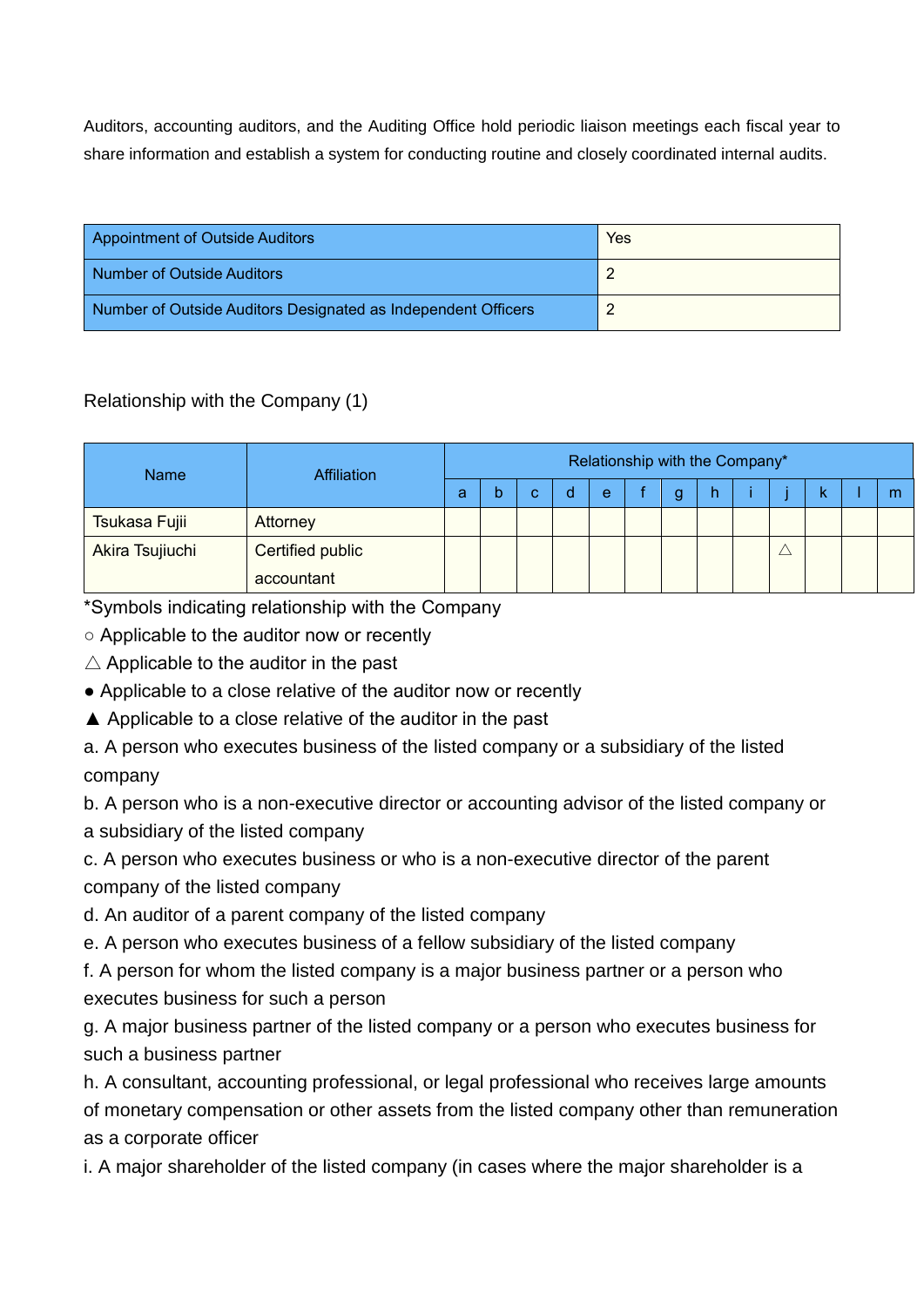Auditors, accounting auditors, and the Auditing Office hold periodic liaison meetings each fiscal year to share information and establish a system for conducting routine and closely coordinated internal audits.

| Appointment of Outside Auditors | Yes |
|---|---|
| Number of Outside Auditors | 2 |
| Number of Outside Auditors Designated as Independent Officers | 2 |

Relationship with the Company (1)

| Name | Affiliation | Relationship with the Company* | | | | | | | | | | | | |
|---|---|---|---|---|---|---|---|---|---|---|---|---|---|---|
| | | a | b | c | d | e | f | g | h | i | j | k | l | m |
| Tsukasa Fujii | Attorney | | | | | | | | | | | | | |
| Akira Tsujiuchi | Certified public accountant | | | | | | | | | | △ | | | |

*Symbols indicating relationship with the Company

○ Applicable to the auditor now or recently

△ Applicable to the auditor in the past

● Applicable to a close relative of the auditor now or recently

▲ Applicable to a close relative of the auditor in the past

a. A person who executes business of the listed company or a subsidiary of the listed company

b. A person who is a non-executive director or accounting advisor of the listed company or a subsidiary of the listed company

c. A person who executes business or who is a non-executive director of the parent company of the listed company

d. An auditor of a parent company of the listed company

e. A person who executes business of a fellow subsidiary of the listed company

f. A person for whom the listed company is a major business partner or a person who executes business for such a person

g. A major business partner of the listed company or a person who executes business for such a business partner

h. A consultant, accounting professional, or legal professional who receives large amounts of monetary compensation or other assets from the listed company other than remuneration as a corporate officer

i. A major shareholder of the listed company (in cases where the major shareholder is a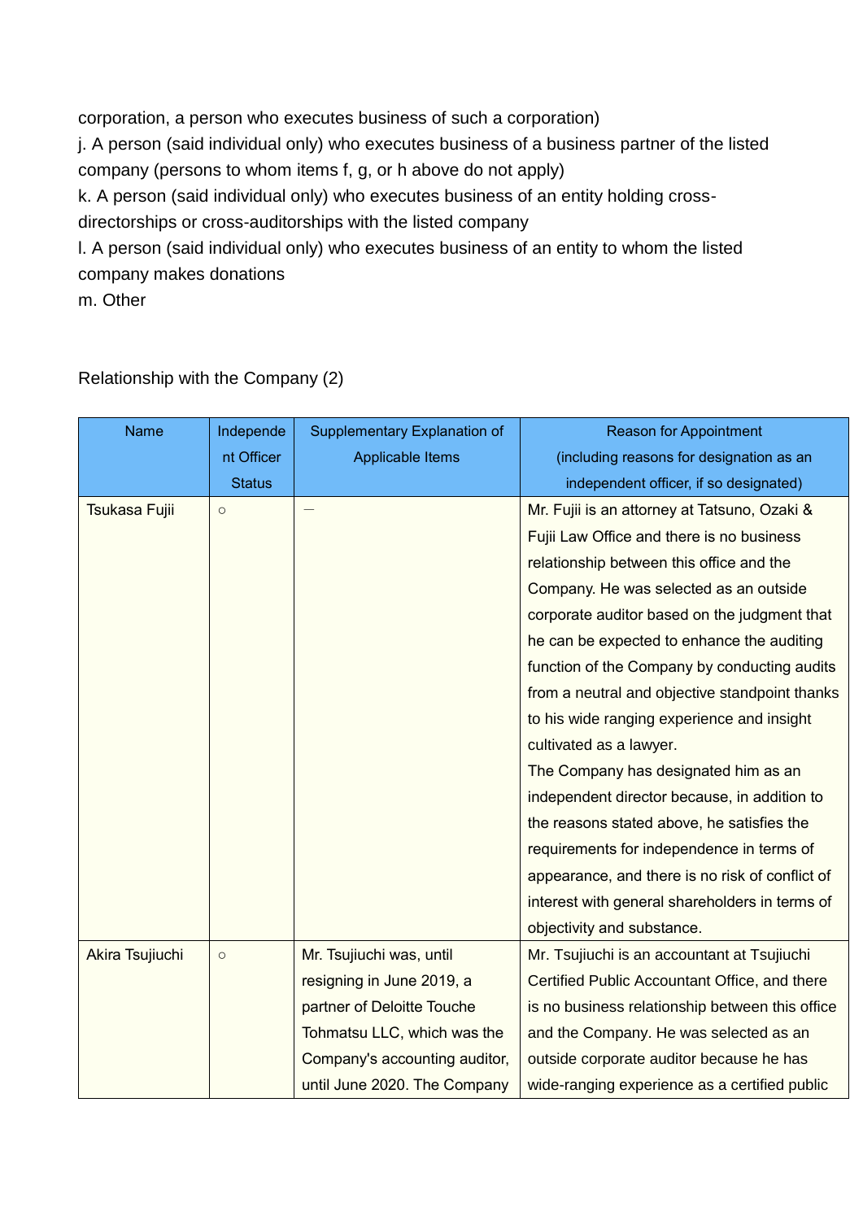corporation, a person who executes business of such a corporation)

j. A person (said individual only) who executes business of a business partner of the listed company (persons to whom items f, g, or h above do not apply)

k. A person (said individual only) who executes business of an entity holding cross-directorships or cross-auditorships with the listed company

l. A person (said individual only) who executes business of an entity to whom the listed company makes donations

m. Other

Relationship with the Company (2)

| Name | Independent Officer Status | Supplementary Explanation of Applicable Items | Reason for Appointment (including reasons for designation as an independent officer, if so designated) |
|---|---|---|---|
| Tsukasa Fujii | ○ | — | Mr. Fujii is an attorney at Tatsuno, Ozaki & Fujii Law Office and there is no business relationship between this office and the Company. He was selected as an outside corporate auditor based on the judgment that he can be expected to enhance the auditing function of the Company by conducting audits from a neutral and objective standpoint thanks to his wide ranging experience and insight cultivated as a lawyer.<br>The Company has designated him as an independent director because, in addition to the reasons stated above, he satisfies the requirements for independence in terms of appearance, and there is no risk of conflict of interest with general shareholders in terms of objectivity and substance. |
| Akira Tsujiuchi | ○ | Mr. Tsujiuchi was, until resigning in June 2019, a partner of Deloitte Touche Tohmatsu LLC, which was the Company's accounting auditor, until June 2020. The Company | Mr. Tsujiuchi is an accountant at Tsujiuchi Certified Public Accountant Office, and there is no business relationship between this office and the Company. He was selected as an outside corporate auditor because he has wide-ranging experience as a certified public |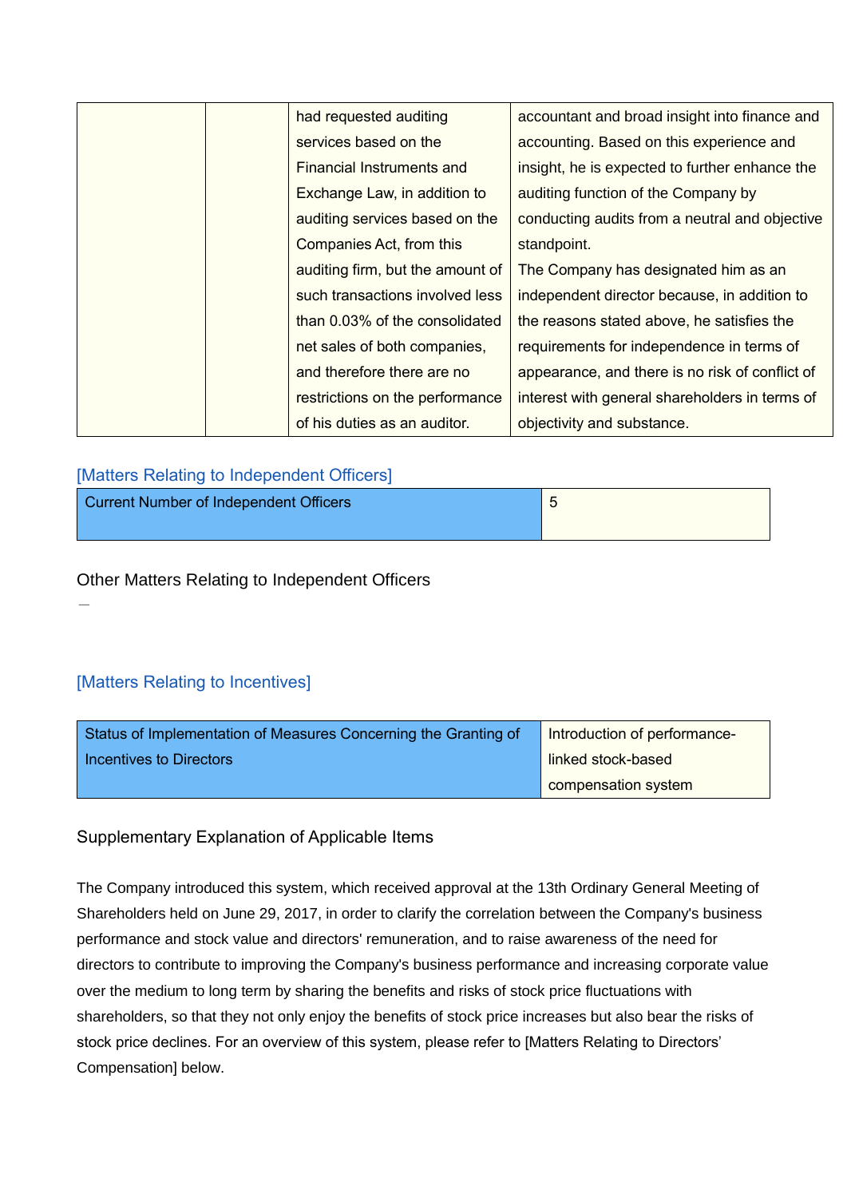| | | had requested auditing services based on the Financial Instruments and Exchange Law, in addition to auditing services based on the Companies Act, from this auditing firm, but the amount of such transactions involved less than 0.03% of the consolidated net sales of both companies, and therefore there are no restrictions on the performance of his duties as an auditor. | accountant and broad insight into finance and accounting. Based on this experience and insight, he is expected to further enhance the auditing function of the Company by conducting audits from a neutral and objective standpoint. The Company has designated him as an independent director because, in addition to the reasons stated above, he satisfies the requirements for independence in terms of appearance, and there is no risk of conflict of interest with general shareholders in terms of objectivity and substance. |
|---|---|---|---|

## [Matters Relating to Independent Officers]

| Current Number of Independent Officers | 5 |
|---|---|

Other Matters Relating to Independent Officers

—

## [Matters Relating to Incentives]

| Status of Implementation of Measures Concerning the Granting of Incentives to Directors | Introduction of performance-linked stock-based compensation system |
|---|---|

Supplementary Explanation of Applicable Items

The Company introduced this system, which received approval at the 13th Ordinary General Meeting of Shareholders held on June 29, 2017, in order to clarify the correlation between the Company's business performance and stock value and directors' remuneration, and to raise awareness of the need for directors to contribute to improving the Company's business performance and increasing corporate value over the medium to long term by sharing the benefits and risks of stock price fluctuations with shareholders, so that they not only enjoy the benefits of stock price increases but also bear the risks of stock price declines. For an overview of this system, please refer to [Matters Relating to Directors' Compensation] below.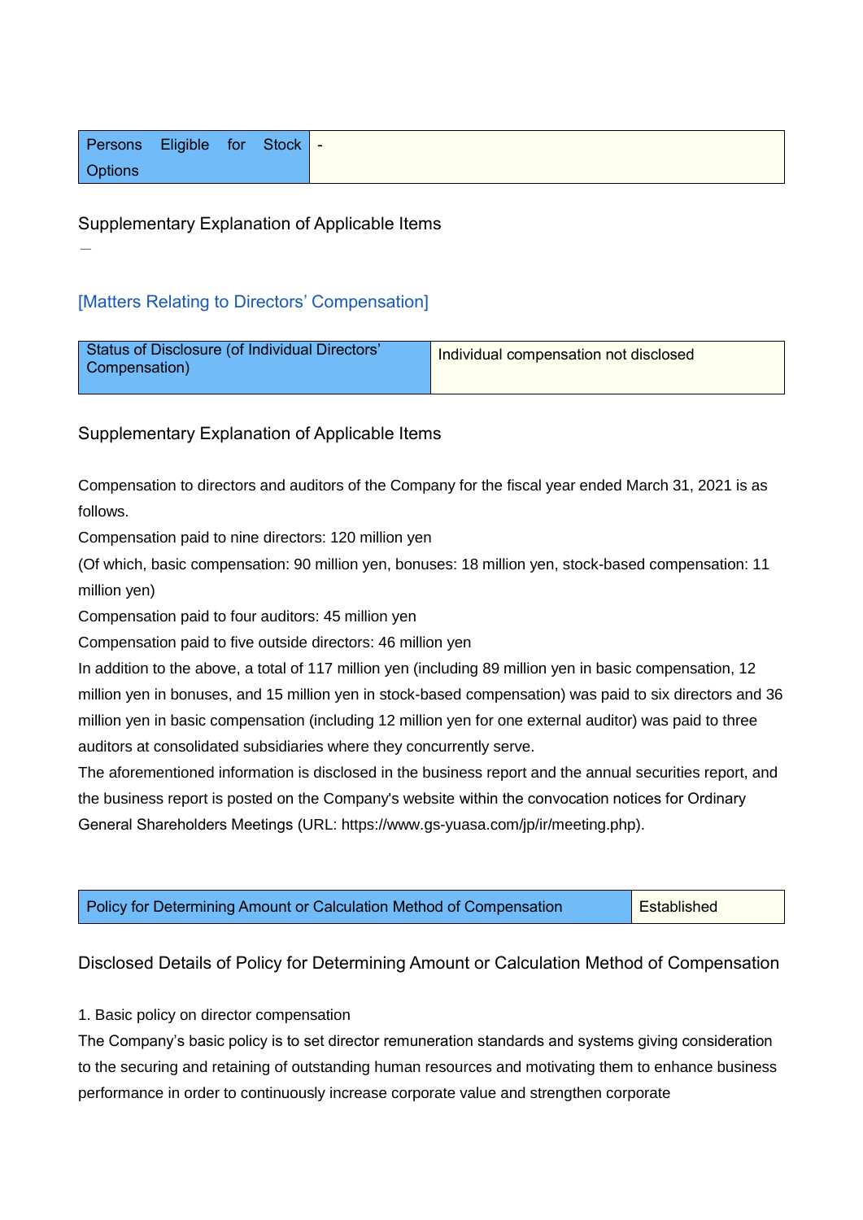| Persons Eligible for Stock Options | - |
|---|---|

Supplementary Explanation of Applicable Items

—

### [Matters Relating to Directors' Compensation]

| Status of Disclosure (of Individual Directors' Compensation) | Individual compensation not disclosed |
|---|---|

Supplementary Explanation of Applicable Items

Compensation to directors and auditors of the Company for the fiscal year ended March 31, 2021 is as follows.
Compensation paid to nine directors: 120 million yen
(Of which, basic compensation: 90 million yen, bonuses: 18 million yen, stock-based compensation: 11 million yen)
Compensation paid to four auditors: 45 million yen
Compensation paid to five outside directors: 46 million yen
In addition to the above, a total of 117 million yen (including 89 million yen in basic compensation, 12 million yen in bonuses, and 15 million yen in stock-based compensation) was paid to six directors and 36 million yen in basic compensation (including 12 million yen for one external auditor) was paid to three auditors at consolidated subsidiaries where they concurrently serve.
The aforementioned information is disclosed in the business report and the annual securities report, and the business report is posted on the Company's website within the convocation notices for Ordinary General Shareholders Meetings (URL: https://www.gs-yuasa.com/jp/ir/meeting.php).

| Policy for Determining Amount or Calculation Method of Compensation | Established |
|---|---|

Disclosed Details of Policy for Determining Amount or Calculation Method of Compensation

1. Basic policy on director compensation
The Company's basic policy is to set director remuneration standards and systems giving consideration to the securing and retaining of outstanding human resources and motivating them to enhance business performance in order to continuously increase corporate value and strengthen corporate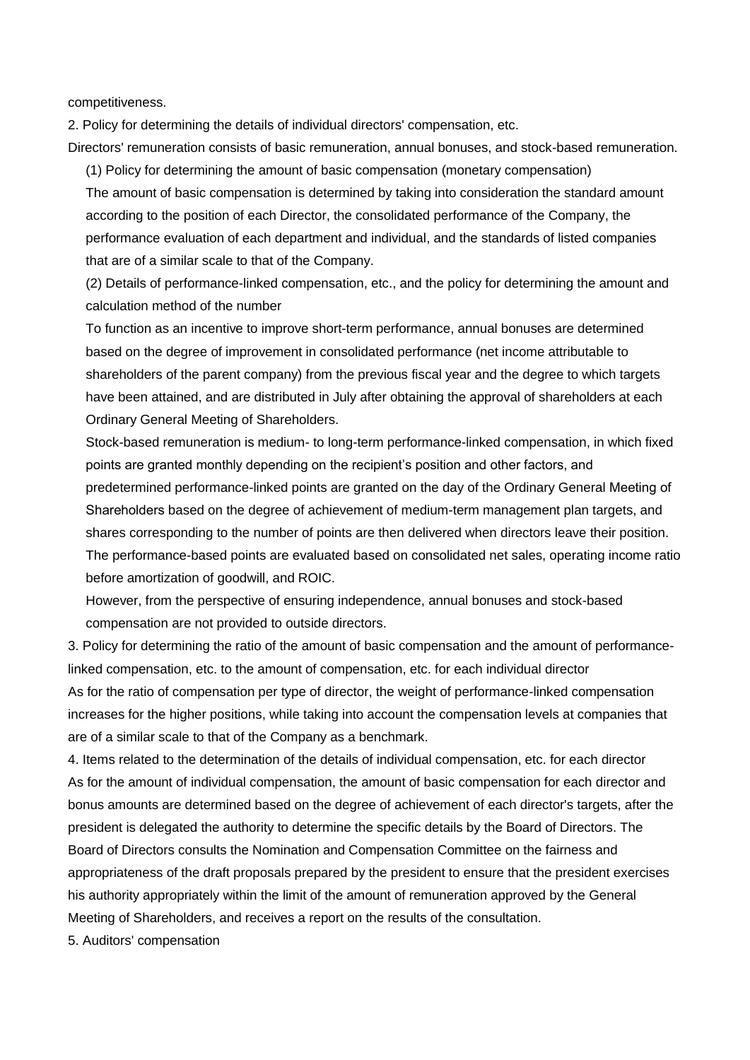competitiveness.

2. Policy for determining the details of individual directors' compensation, etc.

Directors' remuneration consists of basic remuneration, annual bonuses, and stock-based remuneration.

(1) Policy for determining the amount of basic compensation (monetary compensation)

The amount of basic compensation is determined by taking into consideration the standard amount according to the position of each Director, the consolidated performance of the Company, the performance evaluation of each department and individual, and the standards of listed companies that are of a similar scale to that of the Company.

(2) Details of performance-linked compensation, etc., and the policy for determining the amount and calculation method of the number

To function as an incentive to improve short-term performance, annual bonuses are determined based on the degree of improvement in consolidated performance (net income attributable to shareholders of the parent company) from the previous fiscal year and the degree to which targets have been attained, and are distributed in July after obtaining the approval of shareholders at each Ordinary General Meeting of Shareholders.

Stock-based remuneration is medium- to long-term performance-linked compensation, in which fixed points are granted monthly depending on the recipient's position and other factors, and predetermined performance-linked points are granted on the day of the Ordinary General Meeting of Shareholders based on the degree of achievement of medium-term management plan targets, and shares corresponding to the number of points are then delivered when directors leave their position. The performance-based points are evaluated based on consolidated net sales, operating income ratio before amortization of goodwill, and ROIC.

However, from the perspective of ensuring independence, annual bonuses and stock-based compensation are not provided to outside directors.

3. Policy for determining the ratio of the amount of basic compensation and the amount of performance-linked compensation, etc. to the amount of compensation, etc. for each individual director

As for the ratio of compensation per type of director, the weight of performance-linked compensation increases for the higher positions, while taking into account the compensation levels at companies that are of a similar scale to that of the Company as a benchmark.

4. Items related to the determination of the details of individual compensation, etc. for each director

As for the amount of individual compensation, the amount of basic compensation for each director and bonus amounts are determined based on the degree of achievement of each director's targets, after the president is delegated the authority to determine the specific details by the Board of Directors. The Board of Directors consults the Nomination and Compensation Committee on the fairness and appropriateness of the draft proposals prepared by the president to ensure that the president exercises his authority appropriately within the limit of the amount of remuneration approved by the General Meeting of Shareholders, and receives a report on the results of the consultation.

5. Auditors' compensation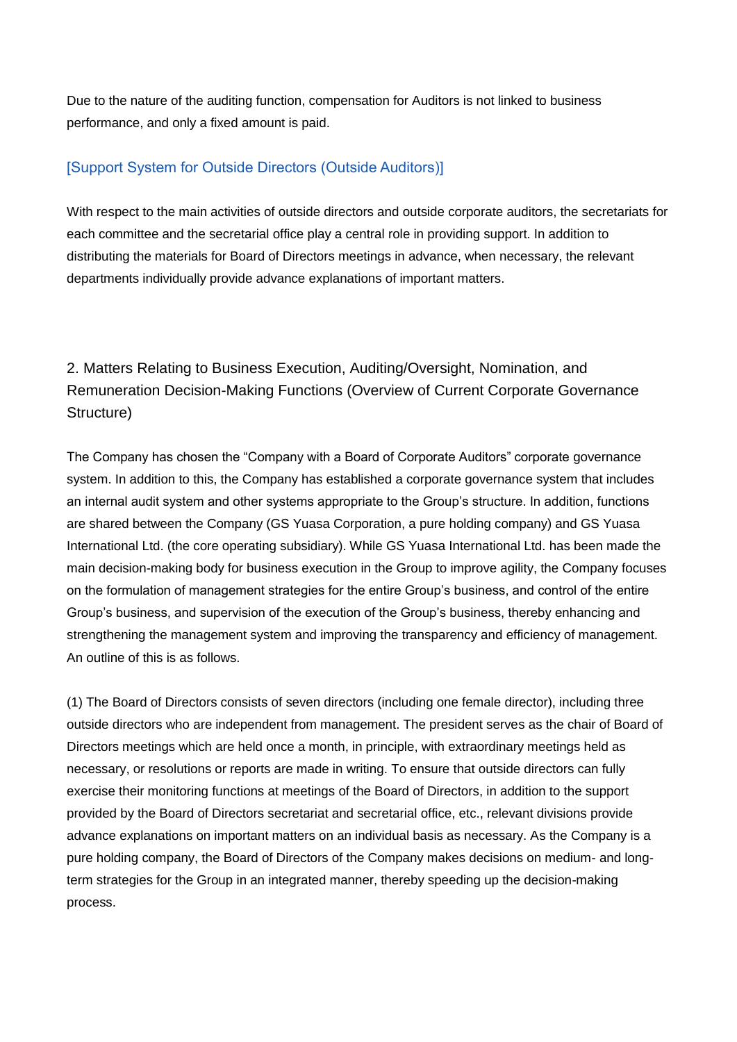Due to the nature of the auditing function, compensation for Auditors is not linked to business performance, and only a fixed amount is paid.

### [Support System for Outside Directors (Outside Auditors)]

With respect to the main activities of outside directors and outside corporate auditors, the secretariats for each committee and the secretarial office play a central role in providing support. In addition to distributing the materials for Board of Directors meetings in advance, when necessary, the relevant departments individually provide advance explanations of important matters.

## 2. Matters Relating to Business Execution, Auditing/Oversight, Nomination, and Remuneration Decision-Making Functions (Overview of Current Corporate Governance Structure)

The Company has chosen the "Company with a Board of Corporate Auditors" corporate governance system. In addition to this, the Company has established a corporate governance system that includes an internal audit system and other systems appropriate to the Group's structure. In addition, functions are shared between the Company (GS Yuasa Corporation, a pure holding company) and GS Yuasa International Ltd. (the core operating subsidiary). While GS Yuasa International Ltd. has been made the main decision-making body for business execution in the Group to improve agility, the Company focuses on the formulation of management strategies for the entire Group's business, and control of the entire Group's business, and supervision of the execution of the Group's business, thereby enhancing and strengthening the management system and improving the transparency and efficiency of management. An outline of this is as follows.

(1) The Board of Directors consists of seven directors (including one female director), including three outside directors who are independent from management. The president serves as the chair of Board of Directors meetings which are held once a month, in principle, with extraordinary meetings held as necessary, or resolutions or reports are made in writing. To ensure that outside directors can fully exercise their monitoring functions at meetings of the Board of Directors, in addition to the support provided by the Board of Directors secretariat and secretarial office, etc., relevant divisions provide advance explanations on important matters on an individual basis as necessary. As the Company is a pure holding company, the Board of Directors of the Company makes decisions on medium- and long-term strategies for the Group in an integrated manner, thereby speeding up the decision-making process.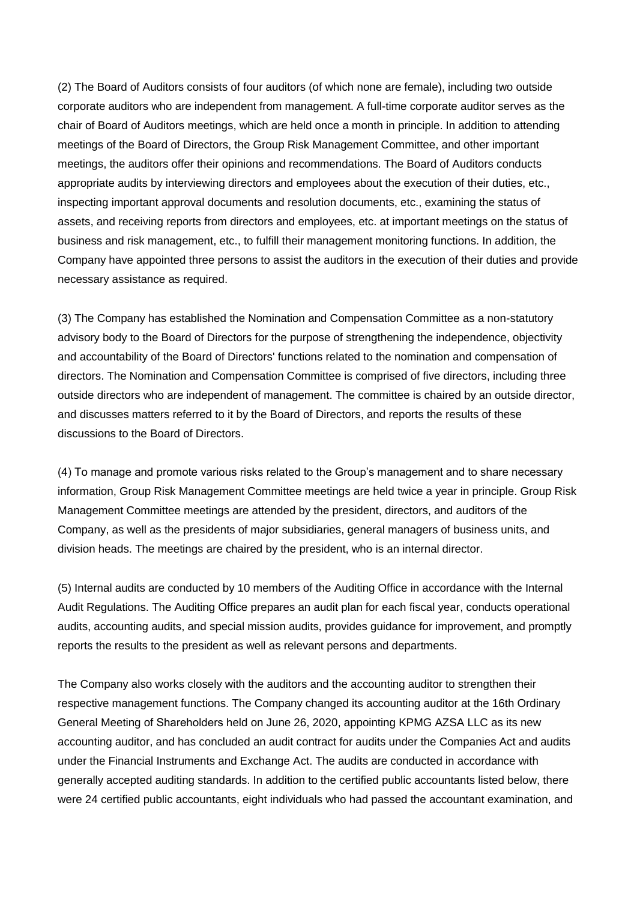(2) The Board of Auditors consists of four auditors (of which none are female), including two outside corporate auditors who are independent from management. A full-time corporate auditor serves as the chair of Board of Auditors meetings, which are held once a month in principle. In addition to attending meetings of the Board of Directors, the Group Risk Management Committee, and other important meetings, the auditors offer their opinions and recommendations. The Board of Auditors conducts appropriate audits by interviewing directors and employees about the execution of their duties, etc., inspecting important approval documents and resolution documents, etc., examining the status of assets, and receiving reports from directors and employees, etc. at important meetings on the status of business and risk management, etc., to fulfill their management monitoring functions. In addition, the Company have appointed three persons to assist the auditors in the execution of their duties and provide necessary assistance as required.

(3) The Company has established the Nomination and Compensation Committee as a non-statutory advisory body to the Board of Directors for the purpose of strengthening the independence, objectivity and accountability of the Board of Directors' functions related to the nomination and compensation of directors. The Nomination and Compensation Committee is comprised of five directors, including three outside directors who are independent of management. The committee is chaired by an outside director, and discusses matters referred to it by the Board of Directors, and reports the results of these discussions to the Board of Directors.

(4) To manage and promote various risks related to the Group's management and to share necessary information, Group Risk Management Committee meetings are held twice a year in principle. Group Risk Management Committee meetings are attended by the president, directors, and auditors of the Company, as well as the presidents of major subsidiaries, general managers of business units, and division heads. The meetings are chaired by the president, who is an internal director.

(5) Internal audits are conducted by 10 members of the Auditing Office in accordance with the Internal Audit Regulations. The Auditing Office prepares an audit plan for each fiscal year, conducts operational audits, accounting audits, and special mission audits, provides guidance for improvement, and promptly reports the results to the president as well as relevant persons and departments.

The Company also works closely with the auditors and the accounting auditor to strengthen their respective management functions. The Company changed its accounting auditor at the 16th Ordinary General Meeting of Shareholders held on June 26, 2020, appointing KPMG AZSA LLC as its new accounting auditor, and has concluded an audit contract for audits under the Companies Act and audits under the Financial Instruments and Exchange Act. The audits are conducted in accordance with generally accepted auditing standards. In addition to the certified public accountants listed below, there were 24 certified public accountants, eight individuals who had passed the accountant examination, and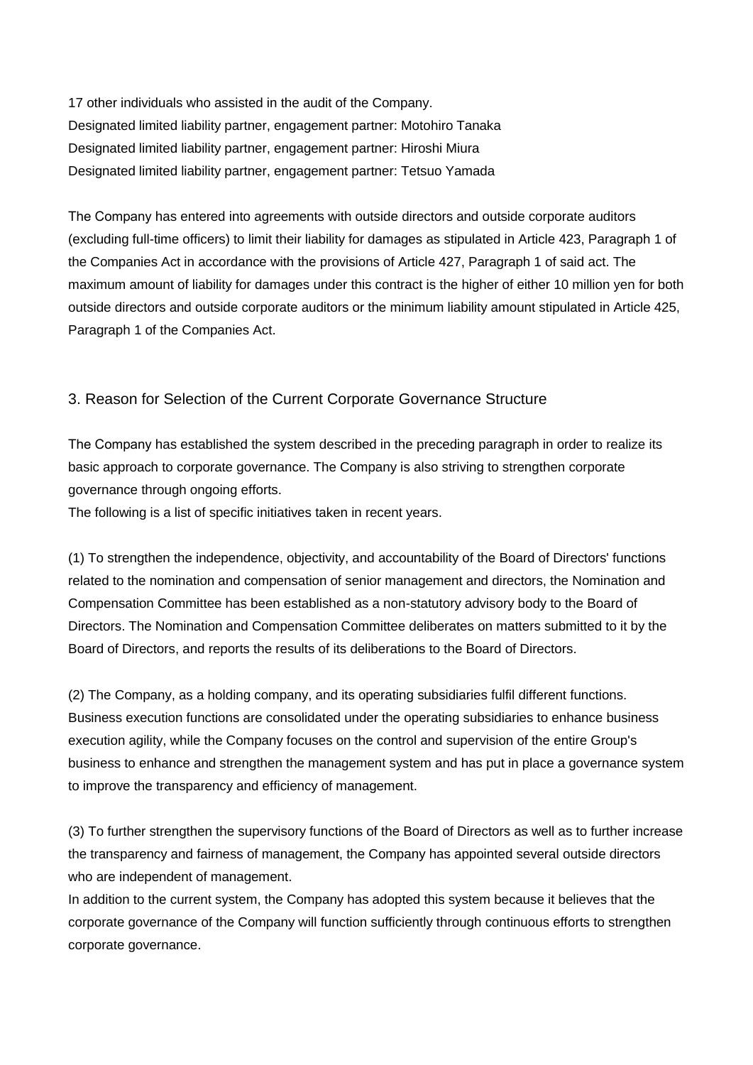17 other individuals who assisted in the audit of the Company.
Designated limited liability partner, engagement partner: Motohiro Tanaka
Designated limited liability partner, engagement partner: Hiroshi Miura
Designated limited liability partner, engagement partner: Tetsuo Yamada

The Company has entered into agreements with outside directors and outside corporate auditors (excluding full-time officers) to limit their liability for damages as stipulated in Article 423, Paragraph 1 of the Companies Act in accordance with the provisions of Article 427, Paragraph 1 of said act. The maximum amount of liability for damages under this contract is the higher of either 10 million yen for both outside directors and outside corporate auditors or the minimum liability amount stipulated in Article 425, Paragraph 1 of the Companies Act.

## 3. Reason for Selection of the Current Corporate Governance Structure

The Company has established the system described in the preceding paragraph in order to realize its basic approach to corporate governance. The Company is also striving to strengthen corporate governance through ongoing efforts.
The following is a list of specific initiatives taken in recent years.

(1) To strengthen the independence, objectivity, and accountability of the Board of Directors' functions related to the nomination and compensation of senior management and directors, the Nomination and Compensation Committee has been established as a non-statutory advisory body to the Board of Directors. The Nomination and Compensation Committee deliberates on matters submitted to it by the Board of Directors, and reports the results of its deliberations to the Board of Directors.

(2) The Company, as a holding company, and its operating subsidiaries fulfil different functions. Business execution functions are consolidated under the operating subsidiaries to enhance business execution agility, while the Company focuses on the control and supervision of the entire Group's business to enhance and strengthen the management system and has put in place a governance system to improve the transparency and efficiency of management.

(3) To further strengthen the supervisory functions of the Board of Directors as well as to further increase the transparency and fairness of management, the Company has appointed several outside directors who are independent of management.
In addition to the current system, the Company has adopted this system because it believes that the corporate governance of the Company will function sufficiently through continuous efforts to strengthen corporate governance.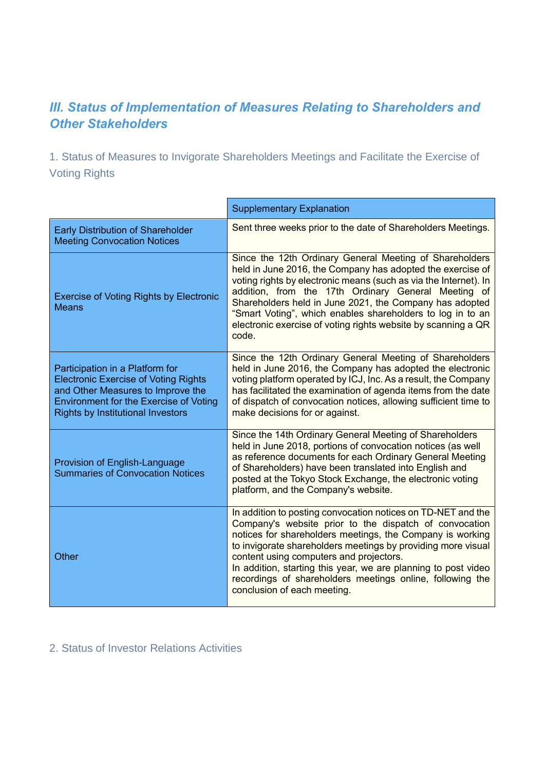## *III. Status of Implementation of Measures Relating to Shareholders and Other Stakeholders*

### 1. Status of Measures to Invigorate Shareholders Meetings and Facilitate the Exercise of Voting Rights

| | Supplementary Explanation |
|---|---|
| Early Distribution of Shareholder Meeting Convocation Notices | Sent three weeks prior to the date of Shareholders Meetings. |
| Exercise of Voting Rights by Electronic Means | Since the 12th Ordinary General Meeting of Shareholders held in June 2016, the Company has adopted the exercise of voting rights by electronic means (such as via the Internet). In addition, from the 17th Ordinary General Meeting of Shareholders held in June 2021, the Company has adopted "Smart Voting", which enables shareholders to log in to an electronic exercise of voting rights website by scanning a QR code. |
| Participation in a Platform for Electronic Exercise of Voting Rights and Other Measures to Improve the Environment for the Exercise of Voting Rights by Institutional Investors | Since the 12th Ordinary General Meeting of Shareholders held in June 2016, the Company has adopted the electronic voting platform operated by ICJ, Inc. As a result, the Company has facilitated the examination of agenda items from the date of dispatch of convocation notices, allowing sufficient time to make decisions for or against. |
| Provision of English-Language Summaries of Convocation Notices | Since the 14th Ordinary General Meeting of Shareholders held in June 2018, portions of convocation notices (as well as reference documents for each Ordinary General Meeting of Shareholders) have been translated into English and posted at the Tokyo Stock Exchange, the electronic voting platform, and the Company's website. |
| Other | In addition to posting convocation notices on TD-NET and the Company's website prior to the dispatch of convocation notices for shareholders meetings, the Company is working to invigorate shareholders meetings by providing more visual content using computers and projectors.<br>In addition, starting this year, we are planning to post video recordings of shareholders meetings online, following the conclusion of each meeting. |

### 2. Status of Investor Relations Activities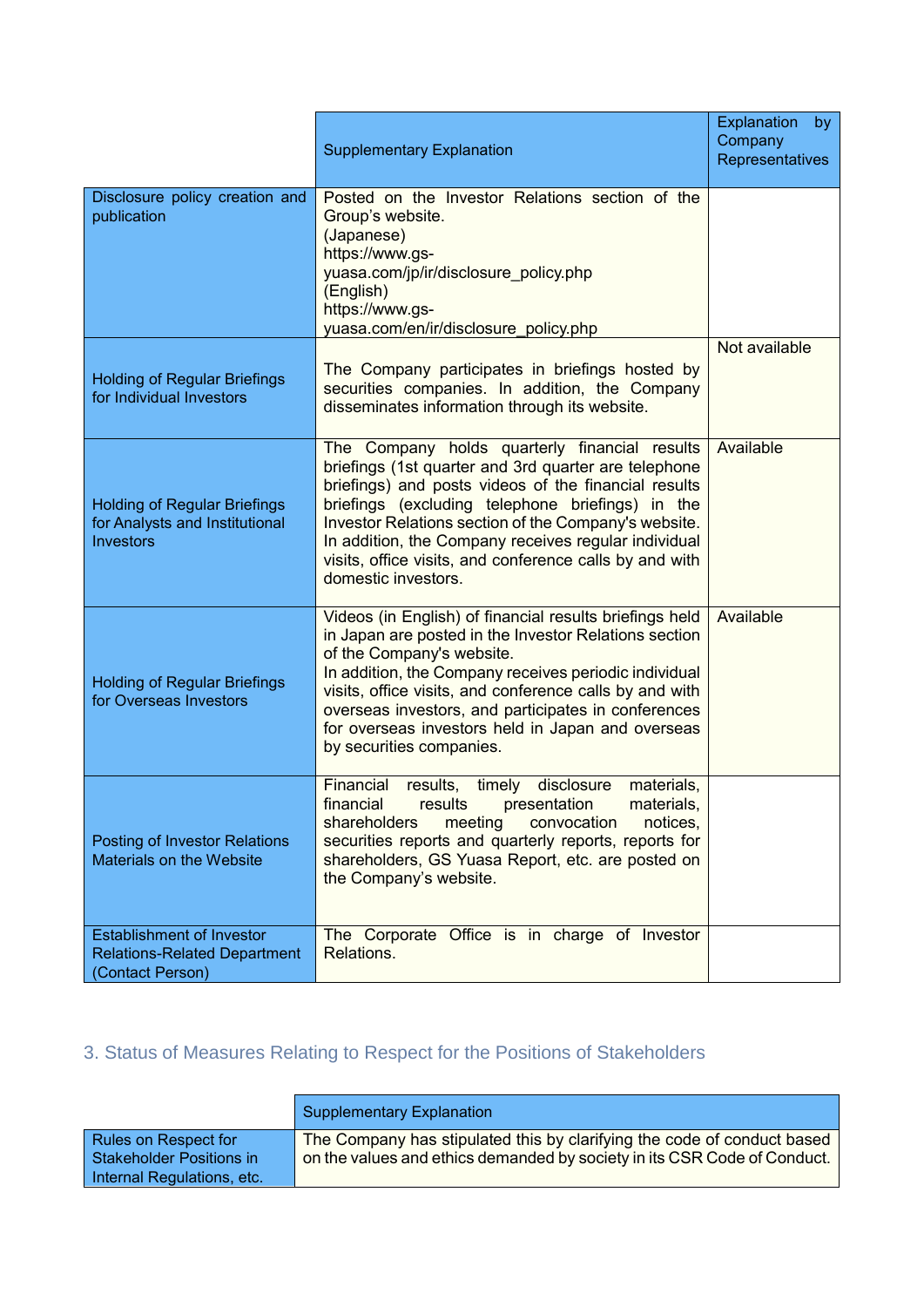| | Supplementary Explanation | Explanation by Company Representatives |
|---|---|---|
| Disclosure policy creation and publication | Posted on the Investor Relations section of the Group's website.<br>(Japanese)<br>https://www.gs-yuasa.com/jp/ir/disclosure_policy.php<br>(English)<br>https://www.gs-yuasa.com/en/ir/disclosure_policy.php | |
| Holding of Regular Briefings for Individual Investors | The Company participates in briefings hosted by securities companies. In addition, the Company disseminates information through its website. | Not available |
| Holding of Regular Briefings for Analysts and Institutional Investors | The Company holds quarterly financial results briefings (1st quarter and 3rd quarter are telephone briefings) and posts videos of the financial results briefings (excluding telephone briefings) in the Investor Relations section of the Company's website.<br>In addition, the Company receives regular individual visits, office visits, and conference calls by and with domestic investors. | Available |
| Holding of Regular Briefings for Overseas Investors | Videos (in English) of financial results briefings held in Japan are posted in the Investor Relations section of the Company's website.<br>In addition, the Company receives periodic individual visits, office visits, and conference calls by and with overseas investors, and participates in conferences for overseas investors held in Japan and overseas by securities companies. | Available |
| Posting of Investor Relations Materials on the Website | Financial results, timely disclosure materials, financial results presentation materials, shareholders meeting convocation notices, securities reports and quarterly reports, reports for shareholders, GS Yuasa Report, etc. are posted on the Company's website. | |
| Establishment of Investor Relations-Related Department (Contact Person) | The Corporate Office is in charge of Investor Relations. | |

## 3. Status of Measures Relating to Respect for the Positions of Stakeholders

| | Supplementary Explanation |
|---|---|
| Rules on Respect for Stakeholder Positions in Internal Regulations, etc. | The Company has stipulated this by clarifying the code of conduct based on the values and ethics demanded by society in its CSR Code of Conduct. |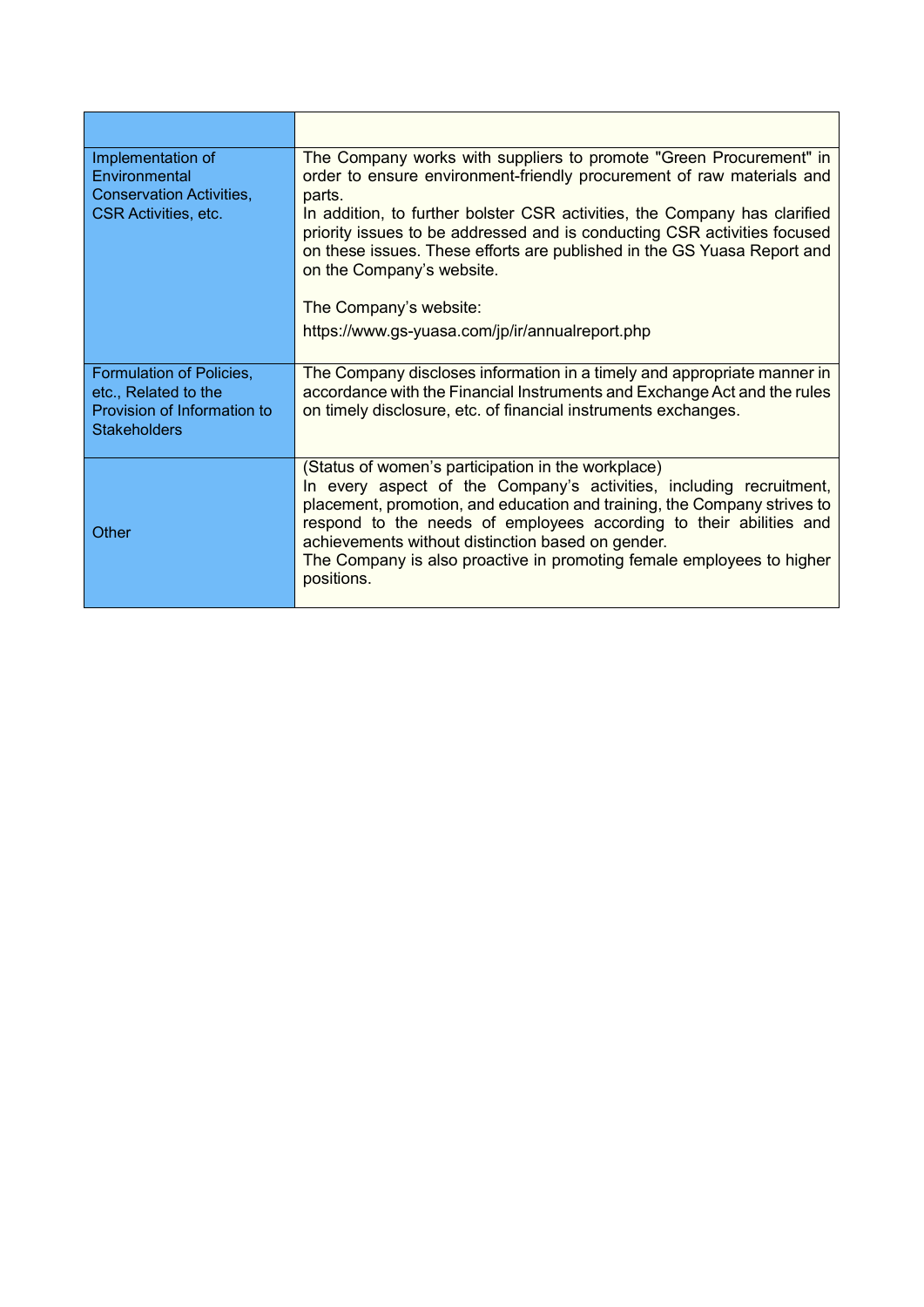| | |
|---|---|
| Implementation of Environmental Conservation Activities, CSR Activities, etc. | The Company works with suppliers to promote "Green Procurement" in order to ensure environment-friendly procurement of raw materials and parts.<br>In addition, to further bolster CSR activities, the Company has clarified priority issues to be addressed and is conducting CSR activities focused on these issues. These efforts are published in the GS Yuasa Report and on the Company's website.<br><br>The Company's website:<br>https://www.gs-yuasa.com/jp/ir/annualreport.php |
| Formulation of Policies, etc., Related to the Provision of Information to Stakeholders | The Company discloses information in a timely and appropriate manner in accordance with the Financial Instruments and Exchange Act and the rules on timely disclosure, etc. of financial instruments exchanges. |
| Other | (Status of women's participation in the workplace)<br>In every aspect of the Company's activities, including recruitment, placement, promotion, and education and training, the Company strives to respond to the needs of employees according to their abilities and achievements without distinction based on gender.<br>The Company is also proactive in promoting female employees to higher positions. |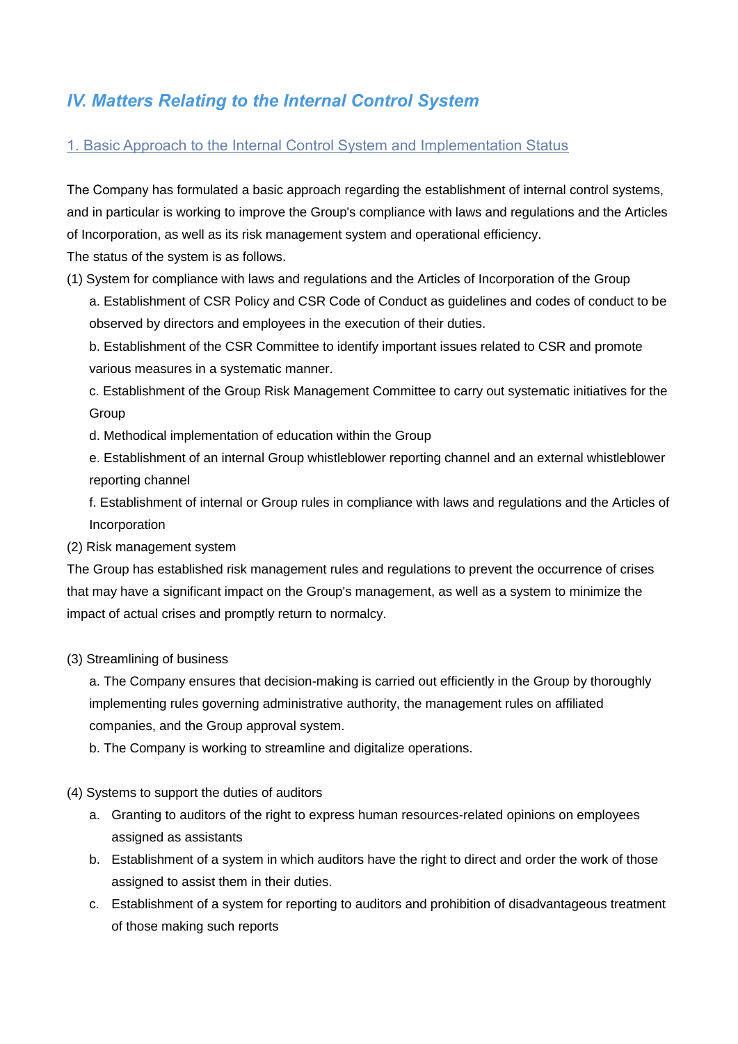## *IV. Matters Relating to the Internal Control System*

### 1. Basic Approach to the Internal Control System and Implementation Status

The Company has formulated a basic approach regarding the establishment of internal control systems, and in particular is working to improve the Group's compliance with laws and regulations and the Articles of Incorporation, as well as its risk management system and operational efficiency.
The status of the system is as follows.

(1) System for compliance with laws and regulations and the Articles of Incorporation of the Group

a. Establishment of CSR Policy and CSR Code of Conduct as guidelines and codes of conduct to be observed by directors and employees in the execution of their duties.

b. Establishment of the CSR Committee to identify important issues related to CSR and promote various measures in a systematic manner.

c. Establishment of the Group Risk Management Committee to carry out systematic initiatives for the Group

d. Methodical implementation of education within the Group

e. Establishment of an internal Group whistleblower reporting channel and an external whistleblower reporting channel

f. Establishment of internal or Group rules in compliance with laws and regulations and the Articles of Incorporation

(2) Risk management system

The Group has established risk management rules and regulations to prevent the occurrence of crises that may have a significant impact on the Group's management, as well as a system to minimize the impact of actual crises and promptly return to normalcy.

(3) Streamlining of business

a. The Company ensures that decision-making is carried out efficiently in the Group by thoroughly implementing rules governing administrative authority, the management rules on affiliated companies, and the Group approval system.

b. The Company is working to streamline and digitalize operations.

(4) Systems to support the duties of auditors

a. Granting to auditors of the right to express human resources-related opinions on employees assigned as assistants

b. Establishment of a system in which auditors have the right to direct and order the work of those assigned to assist them in their duties.

c. Establishment of a system for reporting to auditors and prohibition of disadvantageous treatment of those making such reports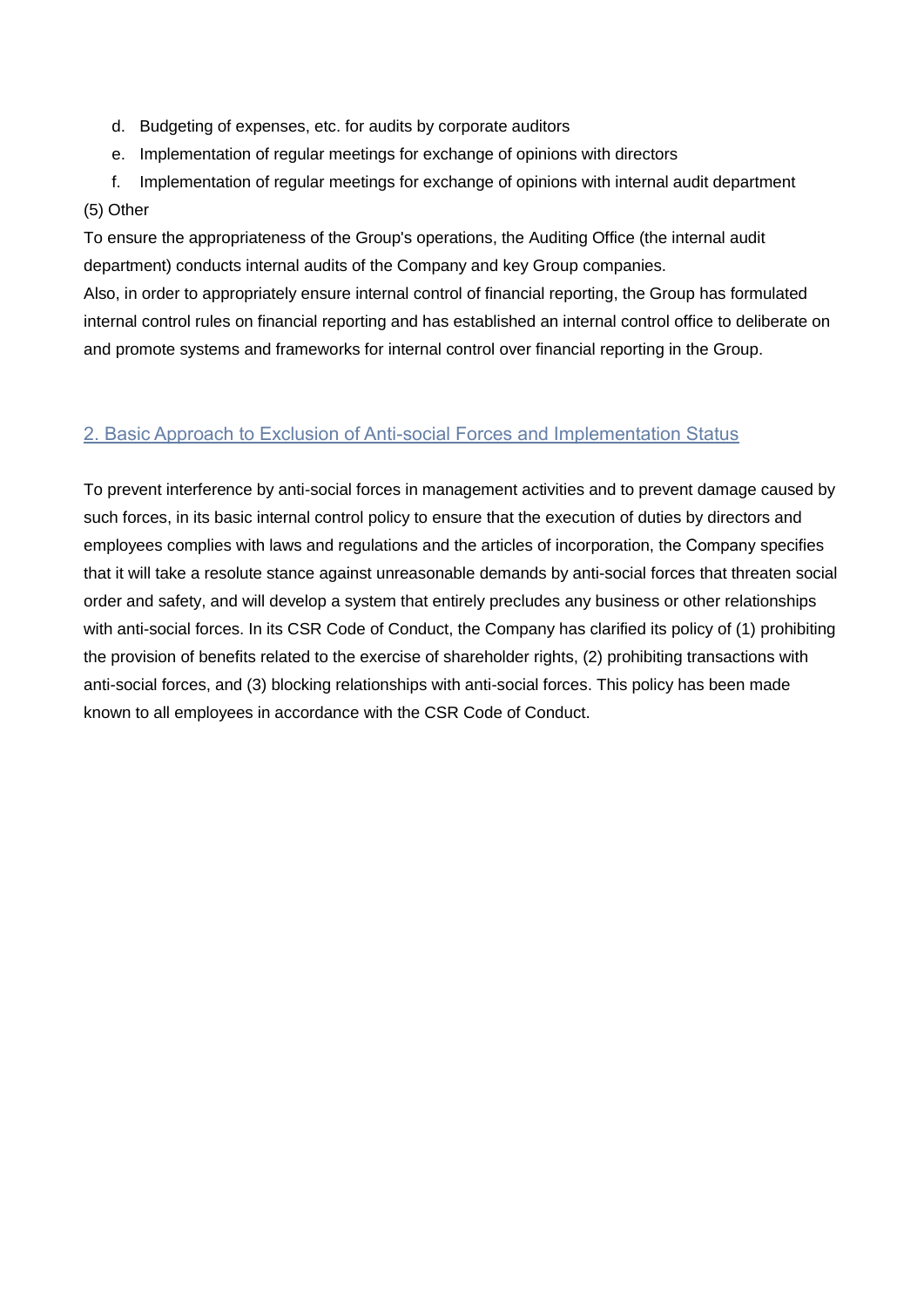d. Budgeting of expenses, etc. for audits by corporate auditors
e. Implementation of regular meetings for exchange of opinions with directors
f. Implementation of regular meetings for exchange of opinions with internal audit department

(5) Other

To ensure the appropriateness of the Group's operations, the Auditing Office (the internal audit department) conducts internal audits of the Company and key Group companies.

Also, in order to appropriately ensure internal control of financial reporting, the Group has formulated internal control rules on financial reporting and has established an internal control office to deliberate on and promote systems and frameworks for internal control over financial reporting in the Group.

## 2. Basic Approach to Exclusion of Anti-social Forces and Implementation Status

To prevent interference by anti-social forces in management activities and to prevent damage caused by such forces, in its basic internal control policy to ensure that the execution of duties by directors and employees complies with laws and regulations and the articles of incorporation, the Company specifies that it will take a resolute stance against unreasonable demands by anti-social forces that threaten social order and safety, and will develop a system that entirely precludes any business or other relationships with anti-social forces. In its CSR Code of Conduct, the Company has clarified its policy of (1) prohibiting the provision of benefits related to the exercise of shareholder rights, (2) prohibiting transactions with anti-social forces, and (3) blocking relationships with anti-social forces. This policy has been made known to all employees in accordance with the CSR Code of Conduct.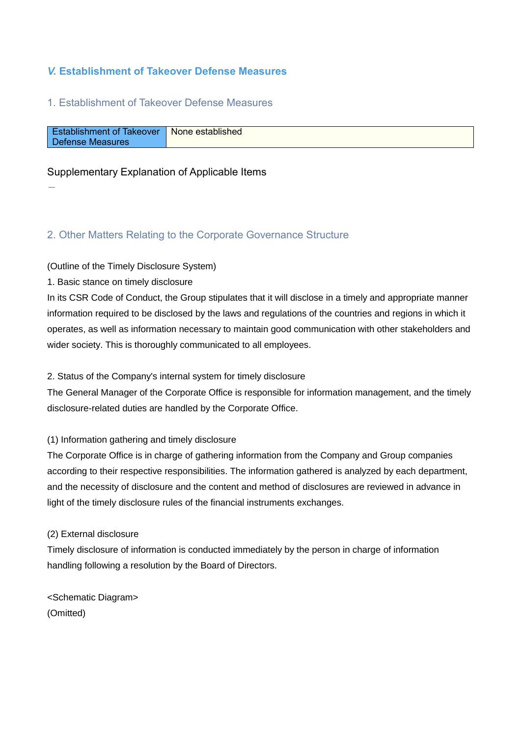## V. Establishment of Takeover Defense Measures

### 1. Establishment of Takeover Defense Measures

| | |
|---|---|
| Establishment of Takeover Defense Measures | None established |

Supplementary Explanation of Applicable Items

―

### 2. Other Matters Relating to the Corporate Governance Structure

(Outline of the Timely Disclosure System)

1. Basic stance on timely disclosure

In its CSR Code of Conduct, the Group stipulates that it will disclose in a timely and appropriate manner information required to be disclosed by the laws and regulations of the countries and regions in which it operates, as well as information necessary to maintain good communication with other stakeholders and wider society. This is thoroughly communicated to all employees.

2. Status of the Company's internal system for timely disclosure

The General Manager of the Corporate Office is responsible for information management, and the timely disclosure-related duties are handled by the Corporate Office.

(1) Information gathering and timely disclosure

The Corporate Office is in charge of gathering information from the Company and Group companies according to their respective responsibilities. The information gathered is analyzed by each department, and the necessity of disclosure and the content and method of disclosures are reviewed in advance in light of the timely disclosure rules of the financial instruments exchanges.

(2) External disclosure

Timely disclosure of information is conducted immediately by the person in charge of information handling following a resolution by the Board of Directors.

<Schematic Diagram>

(Omitted)